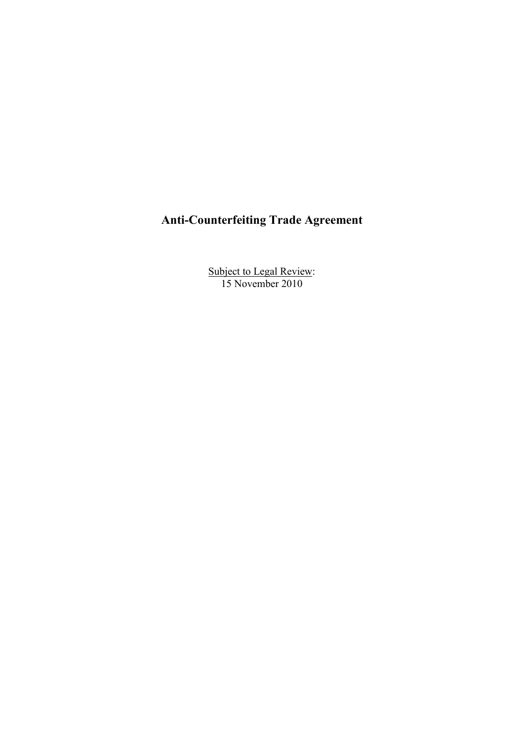# Anti-Counterfeiting Trade Agreement

<u>Subject to Legal Review</u>:
15 November 2010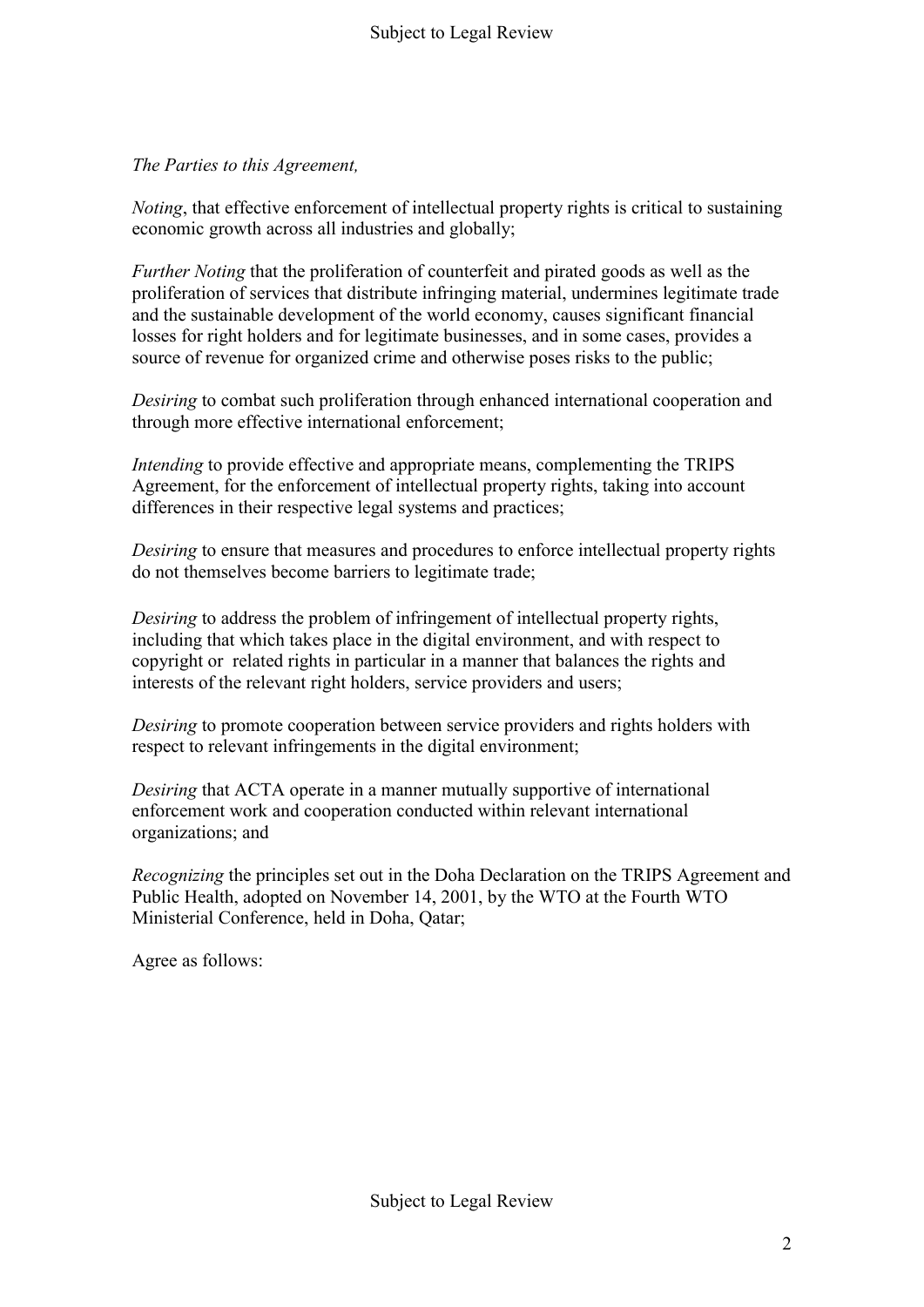*The Parties to this Agreement,*

*Noting*, that effective enforcement of intellectual property rights is critical to sustaining economic growth across all industries and globally;

*Further Noting* that the proliferation of counterfeit and pirated goods as well as the proliferation of services that distribute infringing material, undermines legitimate trade and the sustainable development of the world economy, causes significant financial losses for right holders and for legitimate businesses, and in some cases, provides a source of revenue for organized crime and otherwise poses risks to the public;

*Desiring* to combat such proliferation through enhanced international cooperation and through more effective international enforcement;

*Intending* to provide effective and appropriate means, complementing the TRIPS Agreement, for the enforcement of intellectual property rights, taking into account differences in their respective legal systems and practices;

*Desiring* to ensure that measures and procedures to enforce intellectual property rights do not themselves become barriers to legitimate trade;

*Desiring* to address the problem of infringement of intellectual property rights, including that which takes place in the digital environment, and with respect to copyright or related rights in particular in a manner that balances the rights and interests of the relevant right holders, service providers and users;

*Desiring* to promote cooperation between service providers and rights holders with respect to relevant infringements in the digital environment;

*Desiring* that ACTA operate in a manner mutually supportive of international enforcement work and cooperation conducted within relevant international organizations; and

*Recognizing* the principles set out in the Doha Declaration on the TRIPS Agreement and Public Health, adopted on November 14, 2001, by the WTO at the Fourth WTO Ministerial Conference, held in Doha, Qatar;

Agree as follows: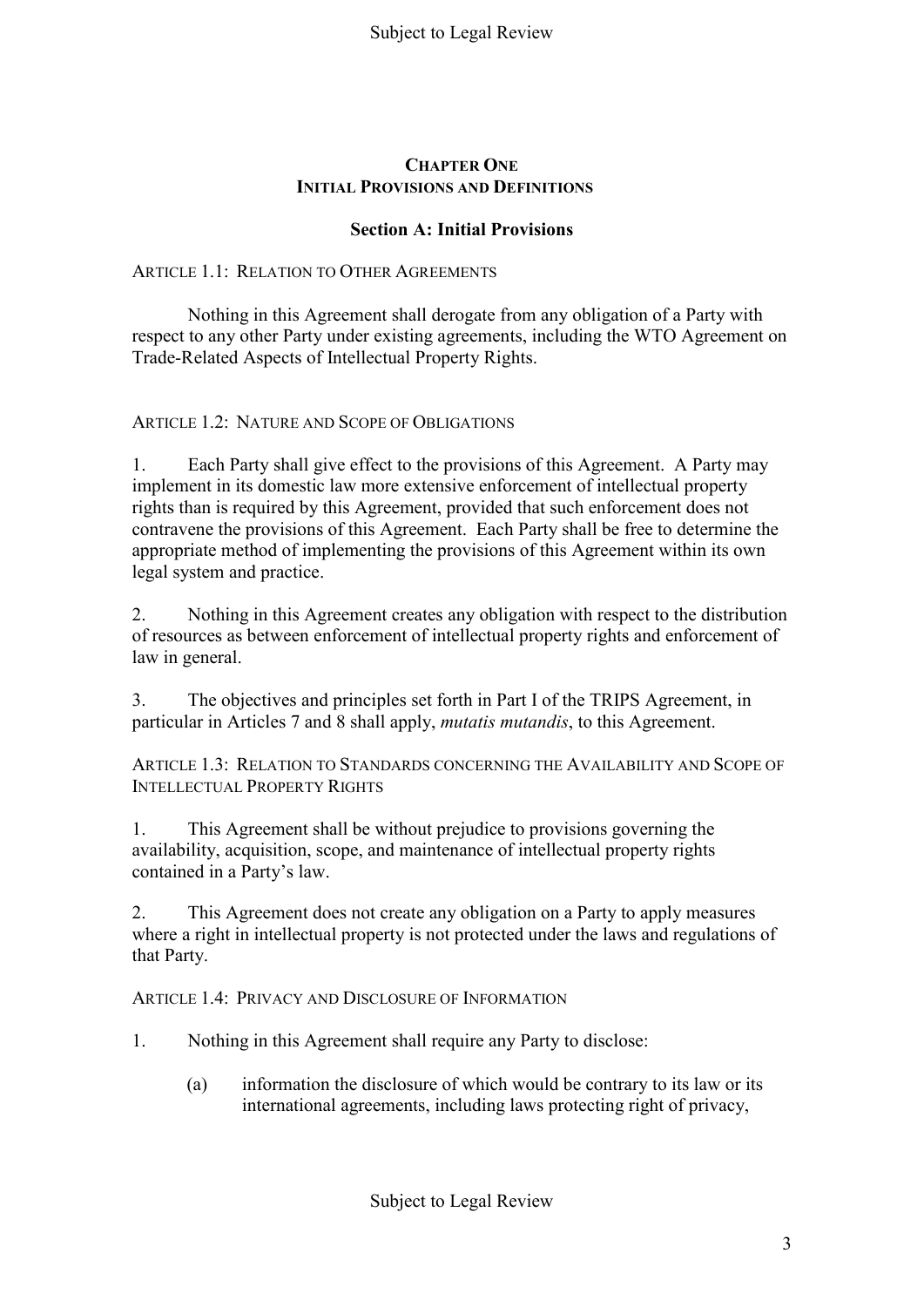# CHAPTER ONE
# INITIAL PROVISIONS AND DEFINITIONS

## Section A: Initial Provisions

ARTICLE 1.1: RELATION TO OTHER AGREEMENTS

Nothing in this Agreement shall derogate from any obligation of a Party with respect to any other Party under existing agreements, including the WTO Agreement on Trade-Related Aspects of Intellectual Property Rights.

ARTICLE 1.2: NATURE AND SCOPE OF OBLIGATIONS

1. Each Party shall give effect to the provisions of this Agreement. A Party may implement in its domestic law more extensive enforcement of intellectual property rights than is required by this Agreement, provided that such enforcement does not contravene the provisions of this Agreement. Each Party shall be free to determine the appropriate method of implementing the provisions of this Agreement within its own legal system and practice.

2. Nothing in this Agreement creates any obligation with respect to the distribution of resources as between enforcement of intellectual property rights and enforcement of law in general.

3. The objectives and principles set forth in Part I of the TRIPS Agreement, in particular in Articles 7 and 8 shall apply, *mutatis mutandis*, to this Agreement.

ARTICLE 1.3: RELATION TO STANDARDS CONCERNING THE AVAILABILITY AND SCOPE OF INTELLECTUAL PROPERTY RIGHTS

1. This Agreement shall be without prejudice to provisions governing the availability, acquisition, scope, and maintenance of intellectual property rights contained in a Party's law.

2. This Agreement does not create any obligation on a Party to apply measures where a right in intellectual property is not protected under the laws and regulations of that Party.

ARTICLE 1.4: PRIVACY AND DISCLOSURE OF INFORMATION

1. Nothing in this Agreement shall require any Party to disclose:

   (a) information the disclosure of which would be contrary to its law or its international agreements, including laws protecting right of privacy,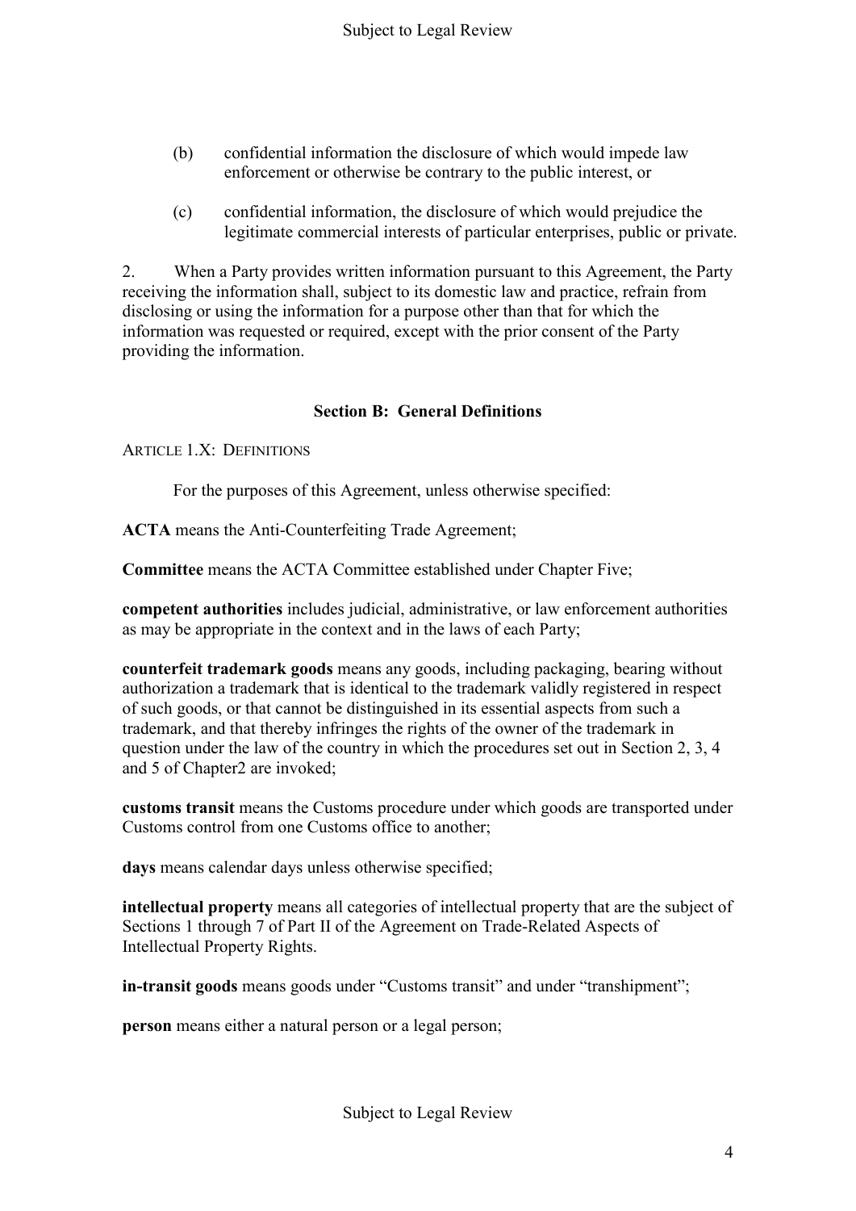(b) confidential information the disclosure of which would impede law enforcement or otherwise be contrary to the public interest, or

(c) confidential information, the disclosure of which would prejudice the legitimate commercial interests of particular enterprises, public or private.

2. When a Party provides written information pursuant to this Agreement, the Party receiving the information shall, subject to its domestic law and practice, refrain from disclosing or using the information for a purpose other than that for which the information was requested or required, except with the prior consent of the Party providing the information.

### Section B: General Definitions

ARTICLE 1.X: DEFINITIONS

For the purposes of this Agreement, unless otherwise specified:

**ACTA** means the Anti-Counterfeiting Trade Agreement;

**Committee** means the ACTA Committee established under Chapter Five;

**competent authorities** includes judicial, administrative, or law enforcement authorities as may be appropriate in the context and in the laws of each Party;

**counterfeit trademark goods** means any goods, including packaging, bearing without authorization a trademark that is identical to the trademark validly registered in respect of such goods, or that cannot be distinguished in its essential aspects from such a trademark, and that thereby infringes the rights of the owner of the trademark in question under the law of the country in which the procedures set out in Section 2, 3, 4 and 5 of Chapter2 are invoked;

**customs transit** means the Customs procedure under which goods are transported under Customs control from one Customs office to another;

**days** means calendar days unless otherwise specified;

**intellectual property** means all categories of intellectual property that are the subject of Sections 1 through 7 of Part II of the Agreement on Trade-Related Aspects of Intellectual Property Rights.

**in-transit goods** means goods under "Customs transit" and under "transhipment";

**person** means either a natural person or a legal person;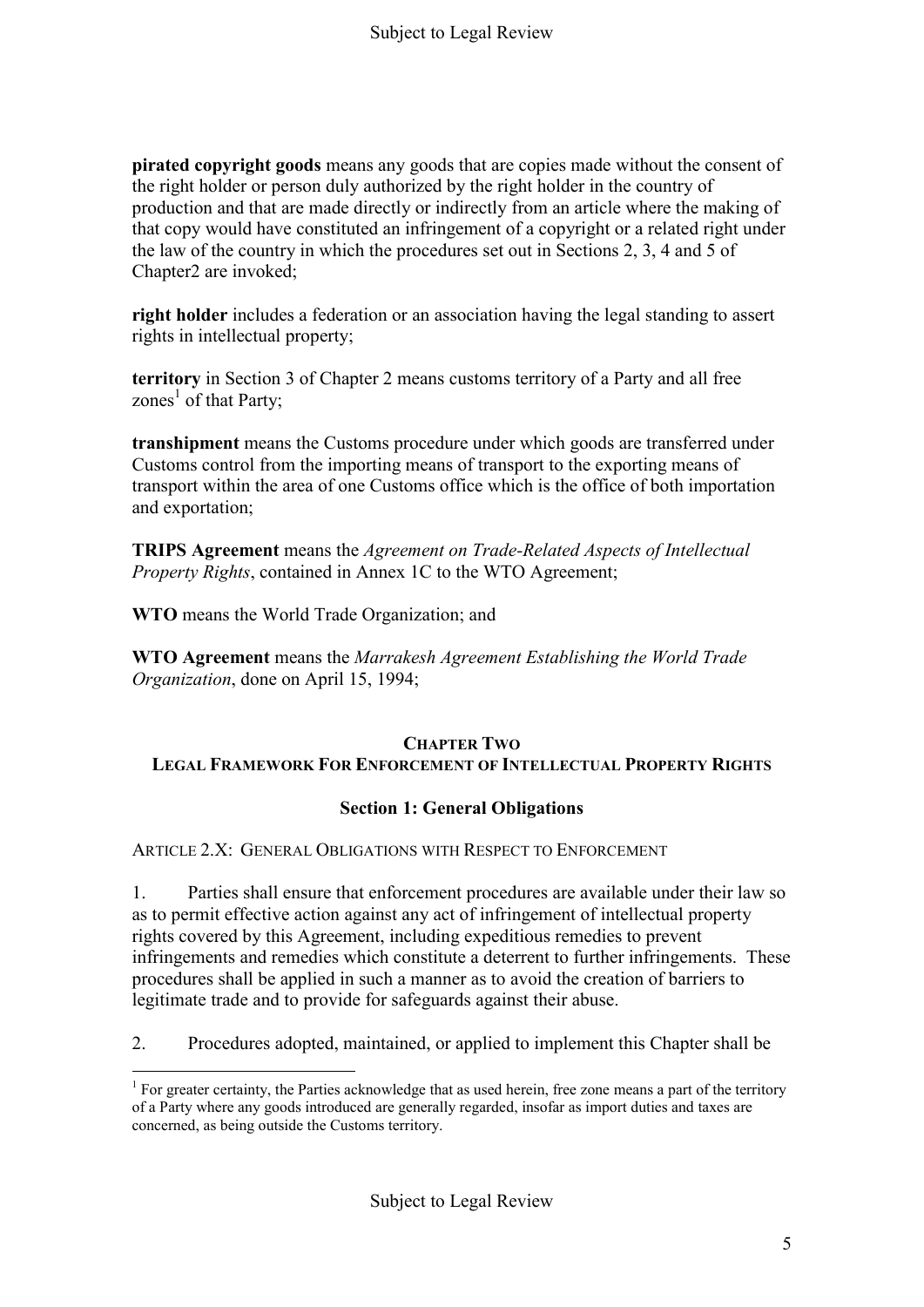**pirated copyright goods** means any goods that are copies made without the consent of the right holder or person duly authorized by the right holder in the country of production and that are made directly or indirectly from an article where the making of that copy would have constituted an infringement of a copyright or a related right under the law of the country in which the procedures set out in Sections 2, 3, 4 and 5 of Chapter2 are invoked;

**right holder** includes a federation or an association having the legal standing to assert rights in intellectual property;

**territory** in Section 3 of Chapter 2 means customs territory of a Party and all free zones[1] of that Party;

**transhipment** means the Customs procedure under which goods are transferred under Customs control from the importing means of transport to the exporting means of transport within the area of one Customs office which is the office of both importation and exportation;

**TRIPS Agreement** means the *Agreement on Trade-Related Aspects of Intellectual Property Rights*, contained in Annex 1C to the WTO Agreement;

**WTO** means the World Trade Organization; and

**WTO Agreement** means the *Marrakesh Agreement Establishing the World Trade Organization*, done on April 15, 1994;

## CHAPTER TWO
## LEGAL FRAMEWORK FOR ENFORCEMENT OF INTELLECTUAL PROPERTY RIGHTS

### Section 1: General Obligations

ARTICLE 2.X: GENERAL OBLIGATIONS WITH RESPECT TO ENFORCEMENT

1. Parties shall ensure that enforcement procedures are available under their law so as to permit effective action against any act of infringement of intellectual property rights covered by this Agreement, including expeditious remedies to prevent infringements and remedies which constitute a deterrent to further infringements. These procedures shall be applied in such a manner as to avoid the creation of barriers to legitimate trade and to provide for safeguards against their abuse.

2. Procedures adopted, maintained, or applied to implement this Chapter shall be

[1] For greater certainty, the Parties acknowledge that as used herein, free zone means a part of the territory of a Party where any goods introduced are generally regarded, insofar as import duties and taxes are concerned, as being outside the Customs territory.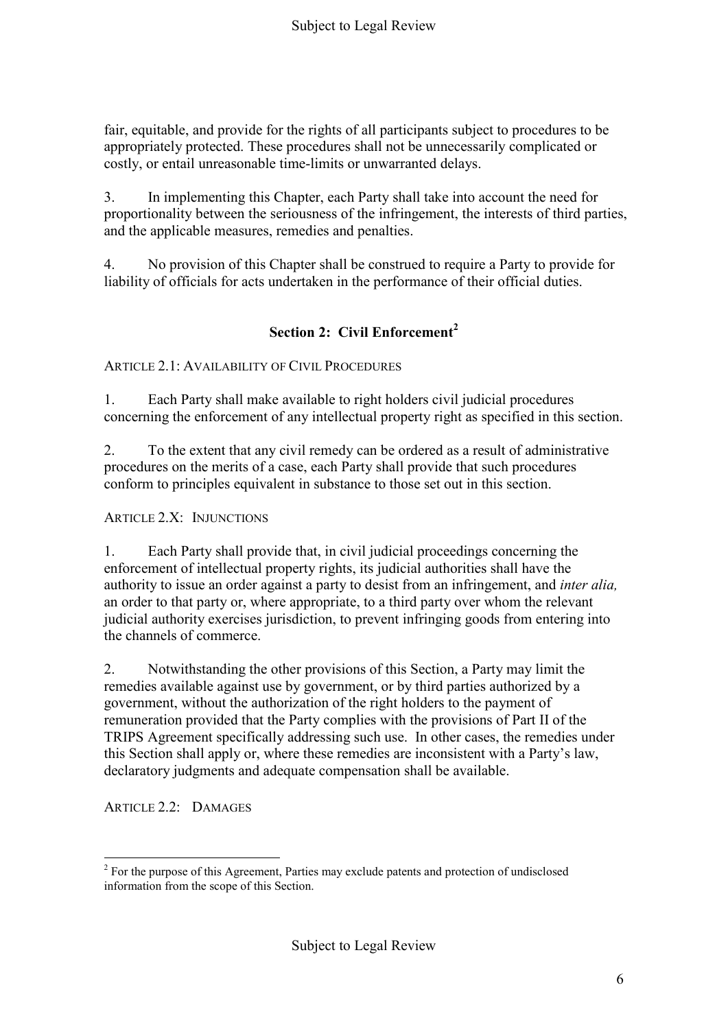fair, equitable, and provide for the rights of all participants subject to procedures to be appropriately protected. These procedures shall not be unnecessarily complicated or costly, or entail unreasonable time-limits or unwarranted delays.

3. In implementing this Chapter, each Party shall take into account the need for proportionality between the seriousness of the infringement, the interests of third parties, and the applicable measures, remedies and penalties.

4. No provision of this Chapter shall be construed to require a Party to provide for liability of officials for acts undertaken in the performance of their official duties.

## Section 2: Civil Enforcement[2]

ARTICLE 2.1: AVAILABILITY OF CIVIL PROCEDURES

1. Each Party shall make available to right holders civil judicial procedures concerning the enforcement of any intellectual property right as specified in this section.

2. To the extent that any civil remedy can be ordered as a result of administrative procedures on the merits of a case, each Party shall provide that such procedures conform to principles equivalent in substance to those set out in this section.

ARTICLE 2.X: INJUNCTIONS

1. Each Party shall provide that, in civil judicial proceedings concerning the enforcement of intellectual property rights, its judicial authorities shall have the authority to issue an order against a party to desist from an infringement, and *inter alia,* an order to that party or, where appropriate, to a third party over whom the relevant judicial authority exercises jurisdiction, to prevent infringing goods from entering into the channels of commerce.

2. Notwithstanding the other provisions of this Section, a Party may limit the remedies available against use by government, or by third parties authorized by a government, without the authorization of the right holders to the payment of remuneration provided that the Party complies with the provisions of Part II of the TRIPS Agreement specifically addressing such use. In other cases, the remedies under this Section shall apply or, where these remedies are inconsistent with a Party's law, declaratory judgments and adequate compensation shall be available.

ARTICLE 2.2: DAMAGES

[2] For the purpose of this Agreement, Parties may exclude patents and protection of undisclosed information from the scope of this Section.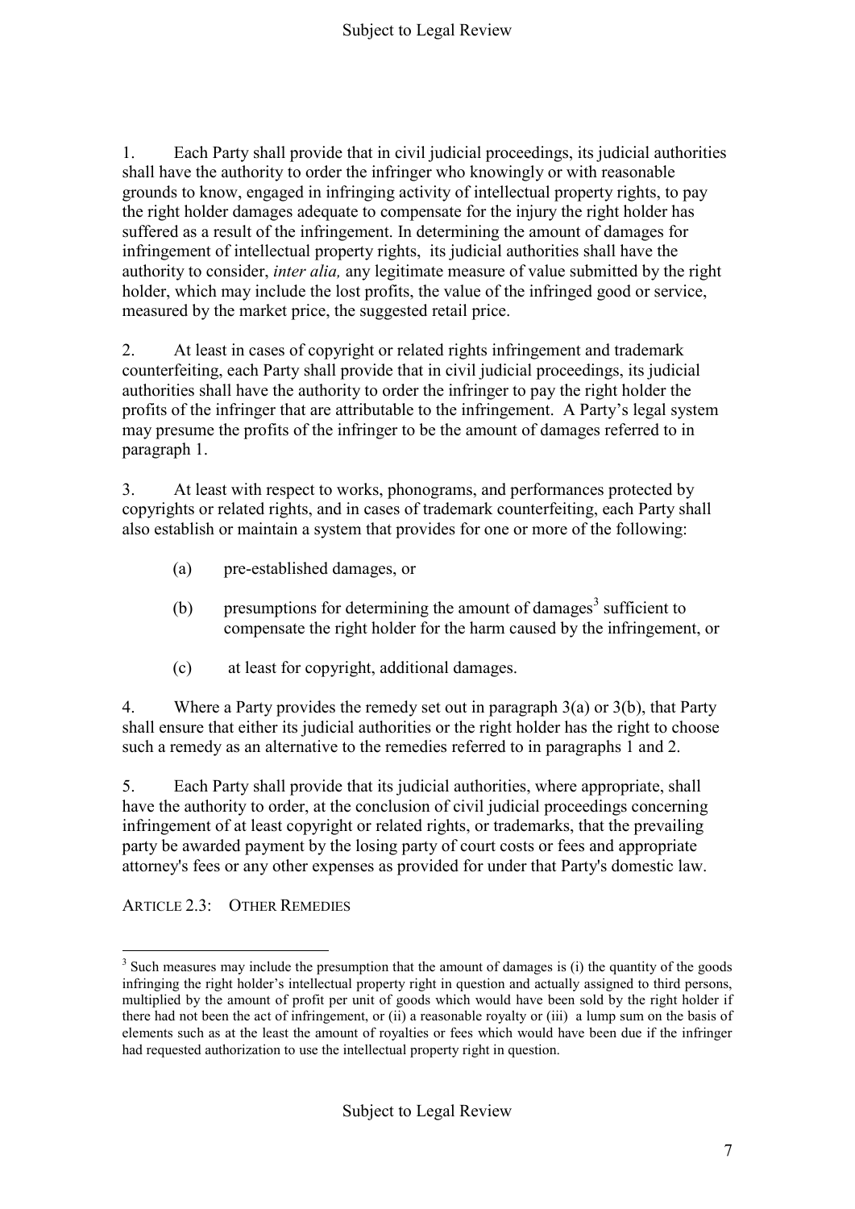1. Each Party shall provide that in civil judicial proceedings, its judicial authorities shall have the authority to order the infringer who knowingly or with reasonable grounds to know, engaged in infringing activity of intellectual property rights, to pay the right holder damages adequate to compensate for the injury the right holder has suffered as a result of the infringement. In determining the amount of damages for infringement of intellectual property rights, its judicial authorities shall have the authority to consider, *inter alia,* any legitimate measure of value submitted by the right holder, which may include the lost profits, the value of the infringed good or service, measured by the market price, the suggested retail price.

2. At least in cases of copyright or related rights infringement and trademark counterfeiting, each Party shall provide that in civil judicial proceedings, its judicial authorities shall have the authority to order the infringer to pay the right holder the profits of the infringer that are attributable to the infringement. A Party's legal system may presume the profits of the infringer to be the amount of damages referred to in paragraph 1.

3. At least with respect to works, phonograms, and performances protected by copyrights or related rights, and in cases of trademark counterfeiting, each Party shall also establish or maintain a system that provides for one or more of the following:

(a) pre-established damages, or

(b) presumptions for determining the amount of damages[3] sufficient to compensate the right holder for the harm caused by the infringement, or

(c) at least for copyright, additional damages.

4. Where a Party provides the remedy set out in paragraph 3(a) or 3(b), that Party shall ensure that either its judicial authorities or the right holder has the right to choose such a remedy as an alternative to the remedies referred to in paragraphs 1 and 2.

5. Each Party shall provide that its judicial authorities, where appropriate, shall have the authority to order, at the conclusion of civil judicial proceedings concerning infringement of at least copyright or related rights, or trademarks, that the prevailing party be awarded payment by the losing party of court costs or fees and appropriate attorney's fees or any other expenses as provided for under that Party's domestic law.

ARTICLE 2.3: OTHER REMEDIES

[3] Such measures may include the presumption that the amount of damages is (i) the quantity of the goods infringing the right holder's intellectual property right in question and actually assigned to third persons, multiplied by the amount of profit per unit of goods which would have been sold by the right holder if there had not been the act of infringement, or (ii) a reasonable royalty or (iii) a lump sum on the basis of elements such as at the least the amount of royalties or fees which would have been due if the infringer had requested authorization to use the intellectual property right in question.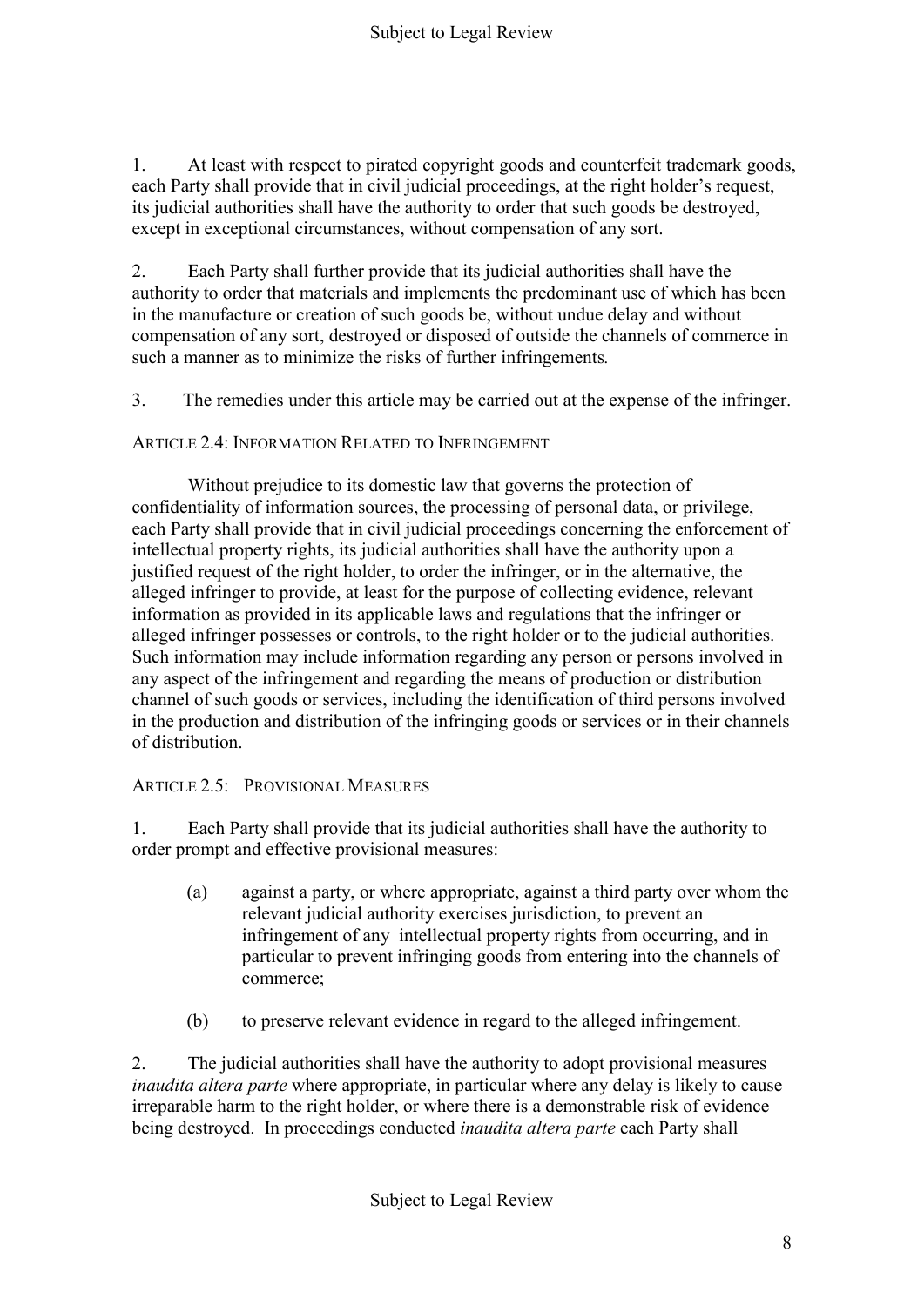1. At least with respect to pirated copyright goods and counterfeit trademark goods, each Party shall provide that in civil judicial proceedings, at the right holder's request, its judicial authorities shall have the authority to order that such goods be destroyed, except in exceptional circumstances, without compensation of any sort.

2. Each Party shall further provide that its judicial authorities shall have the authority to order that materials and implements the predominant use of which has been in the manufacture or creation of such goods be, without undue delay and without compensation of any sort, destroyed or disposed of outside the channels of commerce in such a manner as to minimize the risks of further infringements.

3. The remedies under this article may be carried out at the expense of the infringer.

### ARTICLE 2.4: INFORMATION RELATED TO INFRINGEMENT

Without prejudice to its domestic law that governs the protection of confidentiality of information sources, the processing of personal data, or privilege, each Party shall provide that in civil judicial proceedings concerning the enforcement of intellectual property rights, its judicial authorities shall have the authority upon a justified request of the right holder, to order the infringer, or in the alternative, the alleged infringer to provide, at least for the purpose of collecting evidence, relevant information as provided in its applicable laws and regulations that the infringer or alleged infringer possesses or controls, to the right holder or to the judicial authorities. Such information may include information regarding any person or persons involved in any aspect of the infringement and regarding the means of production or distribution channel of such goods or services, including the identification of third persons involved in the production and distribution of the infringing goods or services or in their channels of distribution.

### ARTICLE 2.5: PROVISIONAL MEASURES

1. Each Party shall provide that its judicial authorities shall have the authority to order prompt and effective provisional measures:

   (a) against a party, or where appropriate, against a third party over whom the relevant judicial authority exercises jurisdiction, to prevent an infringement of any intellectual property rights from occurring, and in particular to prevent infringing goods from entering into the channels of commerce;

   (b) to preserve relevant evidence in regard to the alleged infringement.

2. The judicial authorities shall have the authority to adopt provisional measures *inaudita altera parte* where appropriate, in particular where any delay is likely to cause irreparable harm to the right holder, or where there is a demonstrable risk of evidence being destroyed. In proceedings conducted *inaudita altera parte* each Party shall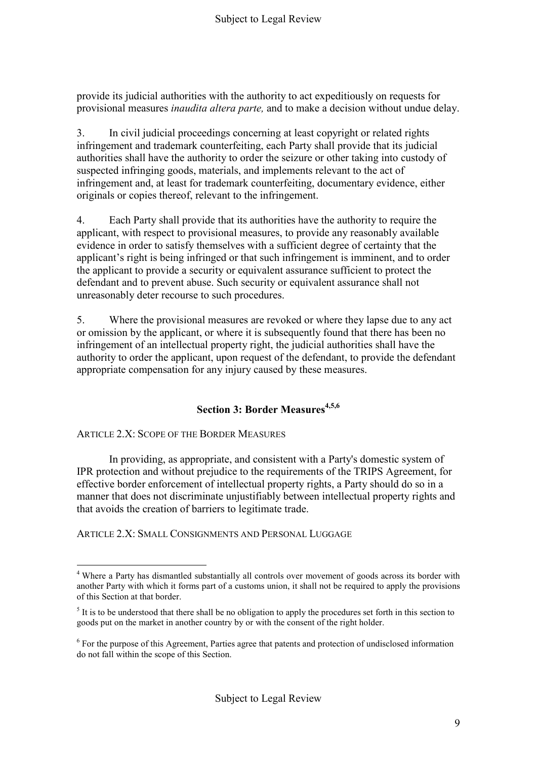provide its judicial authorities with the authority to act expeditiously on requests for provisional measures *inaudita altera parte,* and to make a decision without undue delay.

3. In civil judicial proceedings concerning at least copyright or related rights infringement and trademark counterfeiting, each Party shall provide that its judicial authorities shall have the authority to order the seizure or other taking into custody of suspected infringing goods, materials, and implements relevant to the act of infringement and, at least for trademark counterfeiting, documentary evidence, either originals or copies thereof, relevant to the infringement.

4. Each Party shall provide that its authorities have the authority to require the applicant, with respect to provisional measures, to provide any reasonably available evidence in order to satisfy themselves with a sufficient degree of certainty that the applicant's right is being infringed or that such infringement is imminent, and to order the applicant to provide a security or equivalent assurance sufficient to protect the defendant and to prevent abuse. Such security or equivalent assurance shall not unreasonably deter recourse to such procedures.

5. Where the provisional measures are revoked or where they lapse due to any act or omission by the applicant, or where it is subsequently found that there has been no infringement of an intellectual property right, the judicial authorities shall have the authority to order the applicant, upon request of the defendant, to provide the defendant appropriate compensation for any injury caused by these measures.

## Section 3: Border Measures[4,5,6]

ARTICLE 2.X: SCOPE OF THE BORDER MEASURES

In providing, as appropriate, and consistent with a Party's domestic system of IPR protection and without prejudice to the requirements of the TRIPS Agreement, for effective border enforcement of intellectual property rights, a Party should do so in a manner that does not discriminate unjustifiably between intellectual property rights and that avoids the creation of barriers to legitimate trade.

ARTICLE 2.X: SMALL CONSIGNMENTS AND PERSONAL LUGGAGE

---

[4] Where a Party has dismantled substantially all controls over movement of goods across its border with another Party with which it forms part of a customs union, it shall not be required to apply the provisions of this Section at that border.

[5] It is to be understood that there shall be no obligation to apply the procedures set forth in this section to goods put on the market in another country by or with the consent of the right holder.

[6] For the purpose of this Agreement, Parties agree that patents and protection of undisclosed information do not fall within the scope of this Section.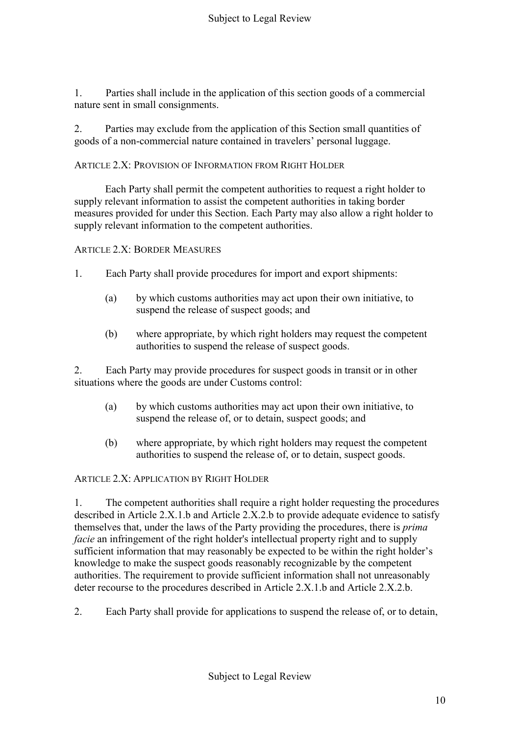1. Parties shall include in the application of this section goods of a commercial nature sent in small consignments.

2. Parties may exclude from the application of this Section small quantities of goods of a non-commercial nature contained in travelers' personal luggage.

ARTICLE 2.X: PROVISION OF INFORMATION FROM RIGHT HOLDER

Each Party shall permit the competent authorities to request a right holder to supply relevant information to assist the competent authorities in taking border measures provided for under this Section. Each Party may also allow a right holder to supply relevant information to the competent authorities.

ARTICLE 2.X: BORDER MEASURES

1. Each Party shall provide procedures for import and export shipments:

   (a) by which customs authorities may act upon their own initiative, to suspend the release of suspect goods; and

   (b) where appropriate, by which right holders may request the competent authorities to suspend the release of suspect goods.

2. Each Party may provide procedures for suspect goods in transit or in other situations where the goods are under Customs control:

   (a) by which customs authorities may act upon their own initiative, to suspend the release of, or to detain, suspect goods; and

   (b) where appropriate, by which right holders may request the competent authorities to suspend the release of, or to detain, suspect goods.

ARTICLE 2.X: APPLICATION BY RIGHT HOLDER

1. The competent authorities shall require a right holder requesting the procedures described in Article 2.X.1.b and Article 2.X.2.b to provide adequate evidence to satisfy themselves that, under the laws of the Party providing the procedures, there is *prima facie* an infringement of the right holder's intellectual property right and to supply sufficient information that may reasonably be expected to be within the right holder's knowledge to make the suspect goods reasonably recognizable by the competent authorities. The requirement to provide sufficient information shall not unreasonably deter recourse to the procedures described in Article 2.X.1.b and Article 2.X.2.b.

2. Each Party shall provide for applications to suspend the release of, or to detain,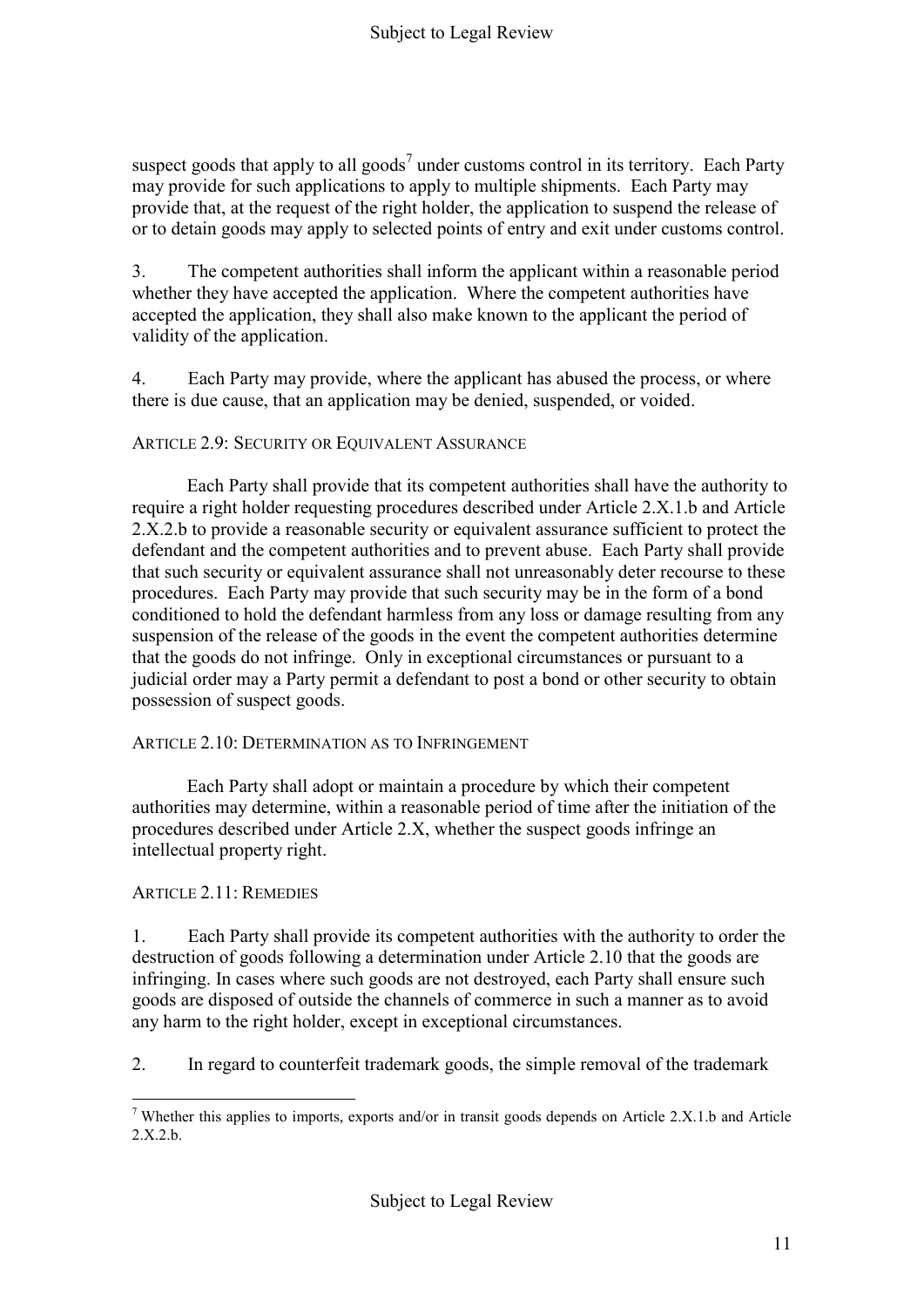suspect goods that apply to all goods[7] under customs control in its territory. Each Party may provide for such applications to apply to multiple shipments. Each Party may provide that, at the request of the right holder, the application to suspend the release of or to detain goods may apply to selected points of entry and exit under customs control.

3. The competent authorities shall inform the applicant within a reasonable period whether they have accepted the application. Where the competent authorities have accepted the application, they shall also make known to the applicant the period of validity of the application.

4. Each Party may provide, where the applicant has abused the process, or where there is due cause, that an application may be denied, suspended, or voided.

ARTICLE 2.9: SECURITY OR EQUIVALENT ASSURANCE

Each Party shall provide that its competent authorities shall have the authority to require a right holder requesting procedures described under Article 2.X.1.b and Article 2.X.2.b to provide a reasonable security or equivalent assurance sufficient to protect the defendant and the competent authorities and to prevent abuse. Each Party shall provide that such security or equivalent assurance shall not unreasonably deter recourse to these procedures. Each Party may provide that such security may be in the form of a bond conditioned to hold the defendant harmless from any loss or damage resulting from any suspension of the release of the goods in the event the competent authorities determine that the goods do not infringe. Only in exceptional circumstances or pursuant to a judicial order may a Party permit a defendant to post a bond or other security to obtain possession of suspect goods.

ARTICLE 2.10: DETERMINATION AS TO INFRINGEMENT

Each Party shall adopt or maintain a procedure by which their competent authorities may determine, within a reasonable period of time after the initiation of the procedures described under Article 2.X, whether the suspect goods infringe an intellectual property right.

ARTICLE 2.11: REMEDIES

1. Each Party shall provide its competent authorities with the authority to order the destruction of goods following a determination under Article 2.10 that the goods are infringing. In cases where such goods are not destroyed, each Party shall ensure such goods are disposed of outside the channels of commerce in such a manner as to avoid any harm to the right holder, except in exceptional circumstances.

2. In regard to counterfeit trademark goods, the simple removal of the trademark

---

[7] Whether this applies to imports, exports and/or in transit goods depends on Article 2.X.1.b and Article 2.X.2.b.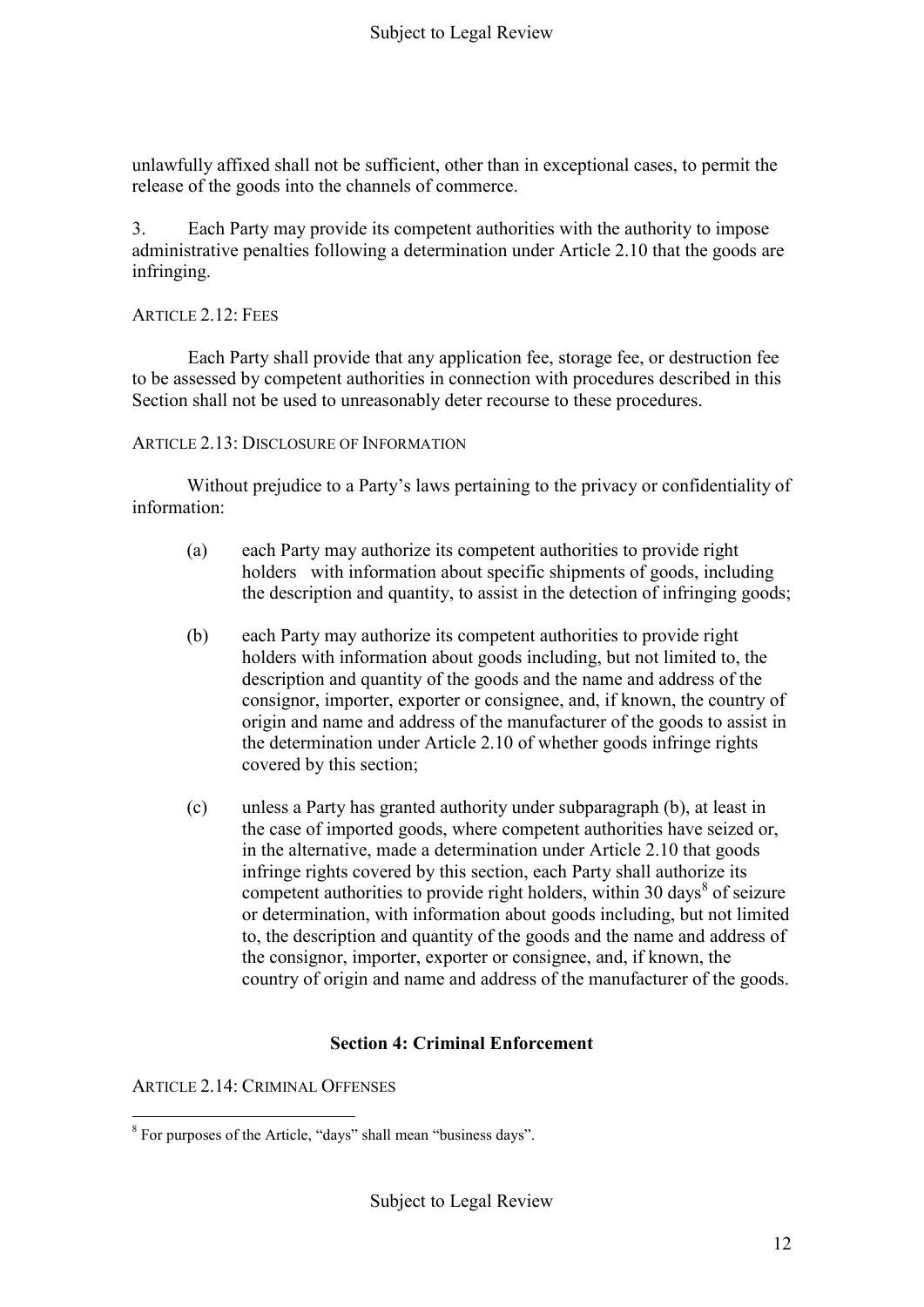unlawfully affixed shall not be sufficient, other than in exceptional cases, to permit the release of the goods into the channels of commerce.

3. Each Party may provide its competent authorities with the authority to impose administrative penalties following a determination under Article 2.10 that the goods are infringing.

### ARTICLE 2.12: FEES

Each Party shall provide that any application fee, storage fee, or destruction fee to be assessed by competent authorities in connection with procedures described in this Section shall not be used to unreasonably deter recourse to these procedures.

### ARTICLE 2.13: DISCLOSURE OF INFORMATION

Without prejudice to a Party's laws pertaining to the privacy or confidentiality of information:

(a) each Party may authorize its competent authorities to provide right holders with information about specific shipments of goods, including the description and quantity, to assist in the detection of infringing goods;

(b) each Party may authorize its competent authorities to provide right holders with information about goods including, but not limited to, the description and quantity of the goods and the name and address of the consignor, importer, exporter or consignee, and, if known, the country of origin and name and address of the manufacturer of the goods to assist in the determination under Article 2.10 of whether goods infringe rights covered by this section;

(c) unless a Party has granted authority under subparagraph (b), at least in the case of imported goods, where competent authorities have seized or, in the alternative, made a determination under Article 2.10 that goods infringe rights covered by this section, each Party shall authorize its competent authorities to provide right holders, within 30 days[8] of seizure or determination, with information about goods including, but not limited to, the description and quantity of the goods and the name and address of the consignor, importer, exporter or consignee, and, if known, the country of origin and name and address of the manufacturer of the goods.

## Section 4: Criminal Enforcement

### ARTICLE 2.14: CRIMINAL OFFENSES

[8] For purposes of the Article, "days" shall mean "business days".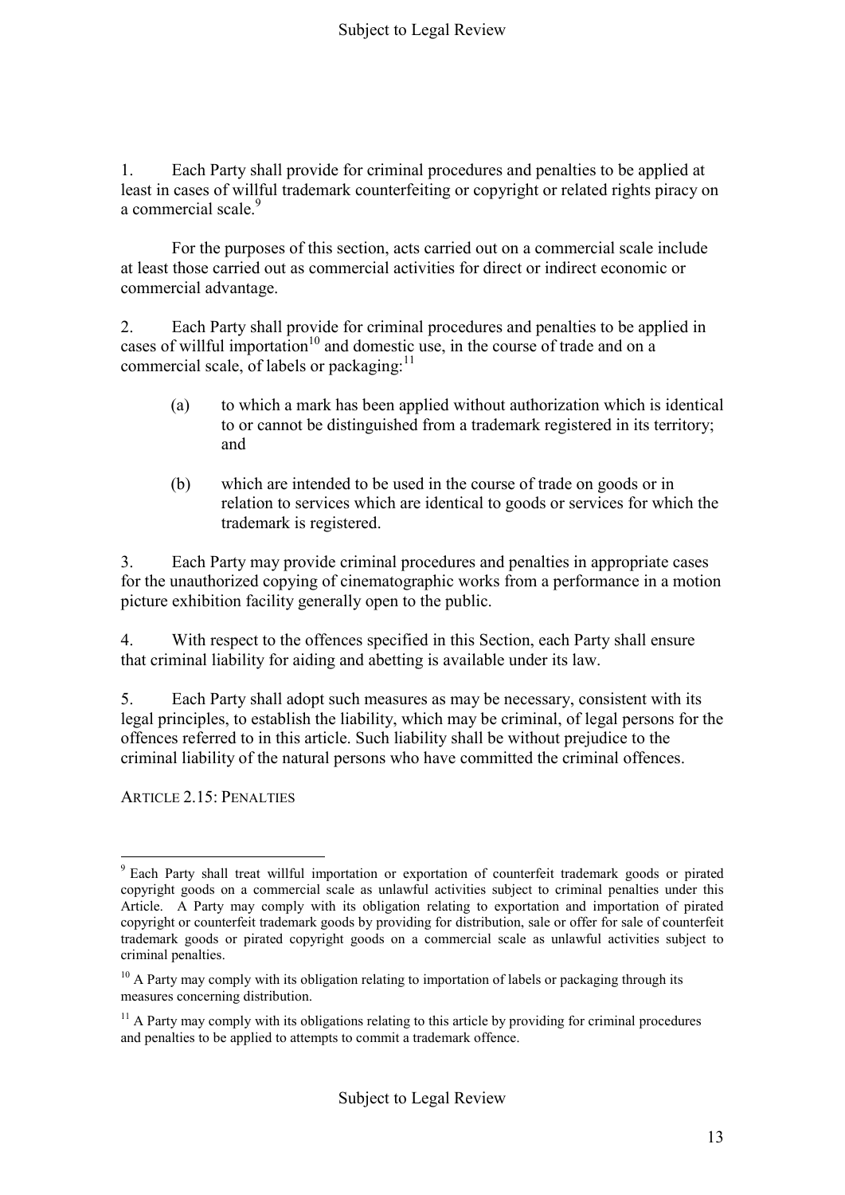1. Each Party shall provide for criminal procedures and penalties to be applied at least in cases of willful trademark counterfeiting or copyright or related rights piracy on a commercial scale.[9]

For the purposes of this section, acts carried out on a commercial scale include at least those carried out as commercial activities for direct or indirect economic or commercial advantage.

2. Each Party shall provide for criminal procedures and penalties to be applied in cases of willful importation[10] and domestic use, in the course of trade and on a commercial scale, of labels or packaging:[11]

(a) to which a mark has been applied without authorization which is identical to or cannot be distinguished from a trademark registered in its territory; and

(b) which are intended to be used in the course of trade on goods or in relation to services which are identical to goods or services for which the trademark is registered.

3. Each Party may provide criminal procedures and penalties in appropriate cases for the unauthorized copying of cinematographic works from a performance in a motion picture exhibition facility generally open to the public.

4. With respect to the offences specified in this Section, each Party shall ensure that criminal liability for aiding and abetting is available under its law.

5. Each Party shall adopt such measures as may be necessary, consistent with its legal principles, to establish the liability, which may be criminal, of legal persons for the offences referred to in this article. Such liability shall be without prejudice to the criminal liability of the natural persons who have committed the criminal offences.

ARTICLE 2.15: PENALTIES

---

[9] Each Party shall treat willful importation or exportation of counterfeit trademark goods or pirated copyright goods on a commercial scale as unlawful activities subject to criminal penalties under this Article. A Party may comply with its obligation relating to exportation and importation of pirated copyright or counterfeit trademark goods by providing for distribution, sale or offer for sale of counterfeit trademark goods or pirated copyright goods on a commercial scale as unlawful activities subject to criminal penalties.

[10] A Party may comply with its obligation relating to importation of labels or packaging through its measures concerning distribution.

[11] A Party may comply with its obligations relating to this article by providing for criminal procedures and penalties to be applied to attempts to commit a trademark offence.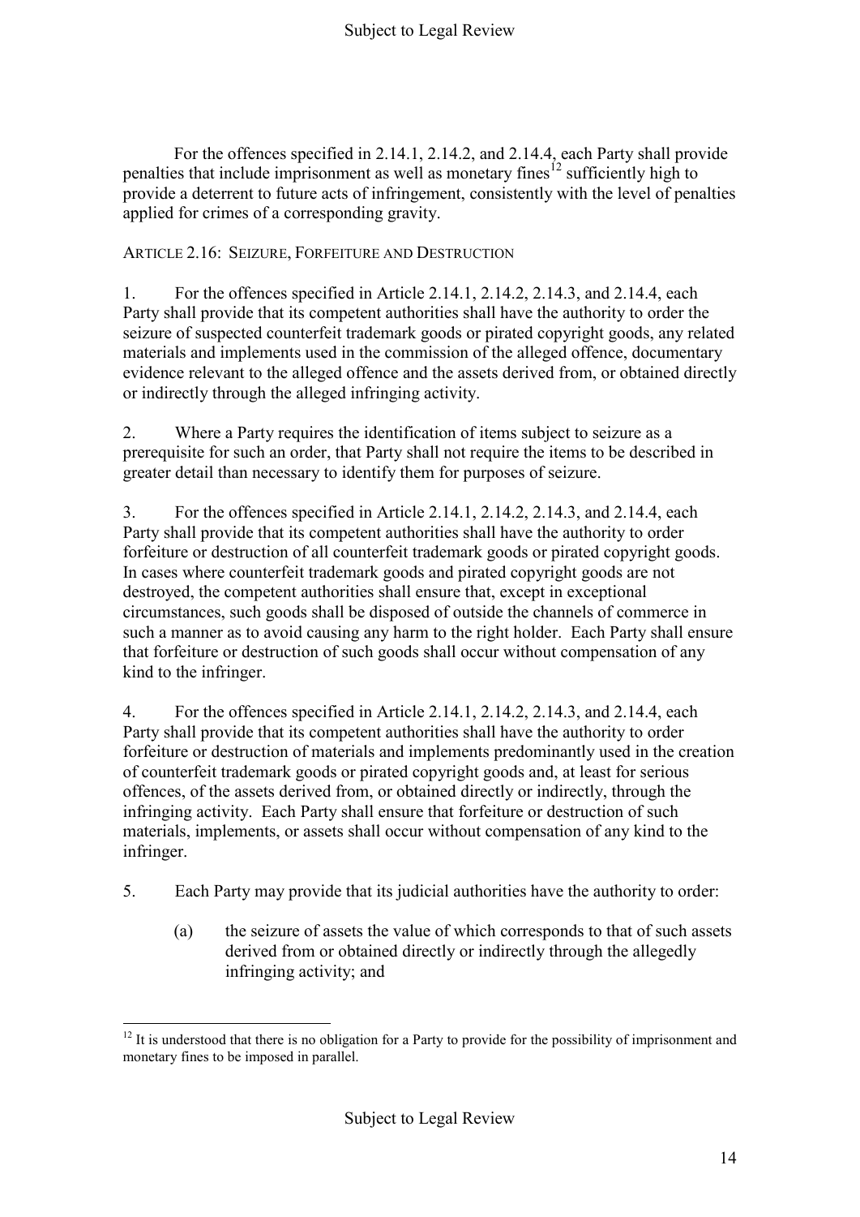For the offences specified in 2.14.1, 2.14.2, and 2.14.4, each Party shall provide penalties that include imprisonment as well as monetary fines[12] sufficiently high to provide a deterrent to future acts of infringement, consistently with the level of penalties applied for crimes of a corresponding gravity.

ARTICLE 2.16: SEIZURE, FORFEITURE AND DESTRUCTION

1. For the offences specified in Article 2.14.1, 2.14.2, 2.14.3, and 2.14.4, each Party shall provide that its competent authorities shall have the authority to order the seizure of suspected counterfeit trademark goods or pirated copyright goods, any related materials and implements used in the commission of the alleged offence, documentary evidence relevant to the alleged offence and the assets derived from, or obtained directly or indirectly through the alleged infringing activity.

2. Where a Party requires the identification of items subject to seizure as a prerequisite for such an order, that Party shall not require the items to be described in greater detail than necessary to identify them for purposes of seizure.

3. For the offences specified in Article 2.14.1, 2.14.2, 2.14.3, and 2.14.4, each Party shall provide that its competent authorities shall have the authority to order forfeiture or destruction of all counterfeit trademark goods or pirated copyright goods. In cases where counterfeit trademark goods and pirated copyright goods are not destroyed, the competent authorities shall ensure that, except in exceptional circumstances, such goods shall be disposed of outside the channels of commerce in such a manner as to avoid causing any harm to the right holder. Each Party shall ensure that forfeiture or destruction of such goods shall occur without compensation of any kind to the infringer.

4. For the offences specified in Article 2.14.1, 2.14.2, 2.14.3, and 2.14.4, each Party shall provide that its competent authorities shall have the authority to order forfeiture or destruction of materials and implements predominantly used in the creation of counterfeit trademark goods or pirated copyright goods and, at least for serious offences, of the assets derived from, or obtained directly or indirectly, through the infringing activity. Each Party shall ensure that forfeiture or destruction of such materials, implements, or assets shall occur without compensation of any kind to the infringer.

5. Each Party may provide that its judicial authorities have the authority to order:

   (a) the seizure of assets the value of which corresponds to that of such assets derived from or obtained directly or indirectly through the allegedly infringing activity; and

[12] It is understood that there is no obligation for a Party to provide for the possibility of imprisonment and monetary fines to be imposed in parallel.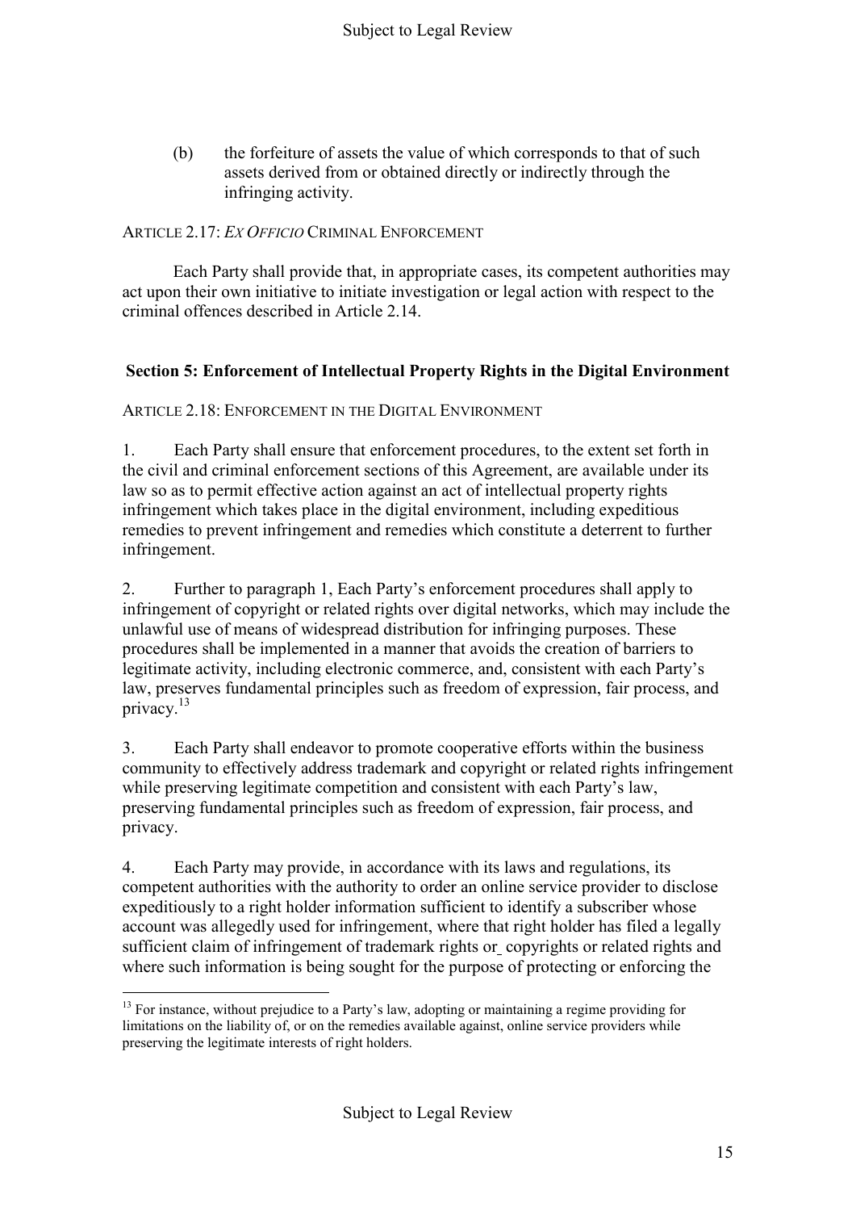(b) the forfeiture of assets the value of which corresponds to that of such assets derived from or obtained directly or indirectly through the infringing activity.

ARTICLE 2.17: *EX OFFICIO* CRIMINAL ENFORCEMENT

Each Party shall provide that, in appropriate cases, its competent authorities may act upon their own initiative to initiate investigation or legal action with respect to the criminal offences described in Article 2.14.

## Section 5: Enforcement of Intellectual Property Rights in the Digital Environment

ARTICLE 2.18: ENFORCEMENT IN THE DIGITAL ENVIRONMENT

1. Each Party shall ensure that enforcement procedures, to the extent set forth in the civil and criminal enforcement sections of this Agreement, are available under its law so as to permit effective action against an act of intellectual property rights infringement which takes place in the digital environment, including expeditious remedies to prevent infringement and remedies which constitute a deterrent to further infringement.

2. Further to paragraph 1, Each Party's enforcement procedures shall apply to infringement of copyright or related rights over digital networks, which may include the unlawful use of means of widespread distribution for infringing purposes. These procedures shall be implemented in a manner that avoids the creation of barriers to legitimate activity, including electronic commerce, and, consistent with each Party's law, preserves fundamental principles such as freedom of expression, fair process, and privacy.[13]

3. Each Party shall endeavor to promote cooperative efforts within the business community to effectively address trademark and copyright or related rights infringement while preserving legitimate competition and consistent with each Party's law, preserving fundamental principles such as freedom of expression, fair process, and privacy.

4. Each Party may provide, in accordance with its laws and regulations, its competent authorities with the authority to order an online service provider to disclose expeditiously to a right holder information sufficient to identify a subscriber whose account was allegedly used for infringement, where that right holder has filed a legally sufficient claim of infringement of trademark rights or copyrights or related rights and where such information is being sought for the purpose of protecting or enforcing the

[13] For instance, without prejudice to a Party's law, adopting or maintaining a regime providing for limitations on the liability of, or on the remedies available against, online service providers while preserving the legitimate interests of right holders.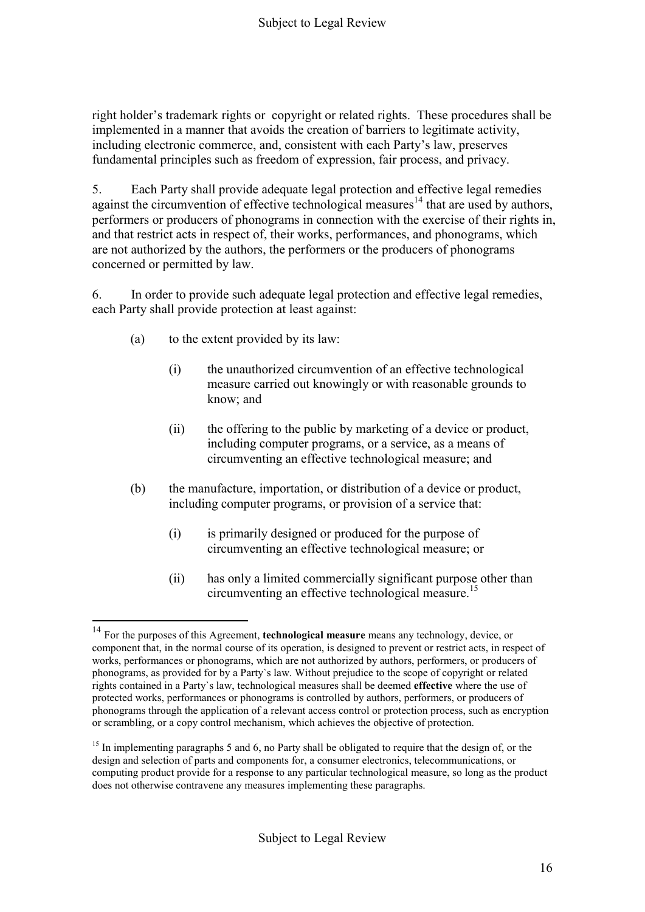right holder's trademark rights or copyright or related rights. These procedures shall be implemented in a manner that avoids the creation of barriers to legitimate activity, including electronic commerce, and, consistent with each Party's law, preserves fundamental principles such as freedom of expression, fair process, and privacy.

5. Each Party shall provide adequate legal protection and effective legal remedies against the circumvention of effective technological measures[14] that are used by authors, performers or producers of phonograms in connection with the exercise of their rights in, and that restrict acts in respect of, their works, performances, and phonograms, which are not authorized by the authors, the performers or the producers of phonograms concerned or permitted by law.

6. In order to provide such adequate legal protection and effective legal remedies, each Party shall provide protection at least against:

- (a) to the extent provided by its law:
  - (i) the unauthorized circumvention of an effective technological measure carried out knowingly or with reasonable grounds to know; and
  - (ii) the offering to the public by marketing of a device or product, including computer programs, or a service, as a means of circumventing an effective technological measure; and
- (b) the manufacture, importation, or distribution of a device or product, including computer programs, or provision of a service that:
  - (i) is primarily designed or produced for the purpose of circumventing an effective technological measure; or
  - (ii) has only a limited commercially significant purpose other than circumventing an effective technological measure.[15]

---

[14] For the purposes of this Agreement, **technological measure** means any technology, device, or component that, in the normal course of its operation, is designed to prevent or restrict acts, in respect of works, performances or phonograms, which are not authorized by authors, performers, or producers of phonograms, as provided for by a Party`s law. Without prejudice to the scope of copyright or related rights contained in a Party`s law, technological measures shall be deemed **effective** where the use of protected works, performances or phonograms is controlled by authors, performers, or producers of phonograms through the application of a relevant access control or protection process, such as encryption or scrambling, or a copy control mechanism, which achieves the objective of protection.

[15] In implementing paragraphs 5 and 6, no Party shall be obligated to require that the design of, or the design and selection of parts and components for, a consumer electronics, telecommunications, or computing product provide for a response to any particular technological measure, so long as the product does not otherwise contravene any measures implementing these paragraphs.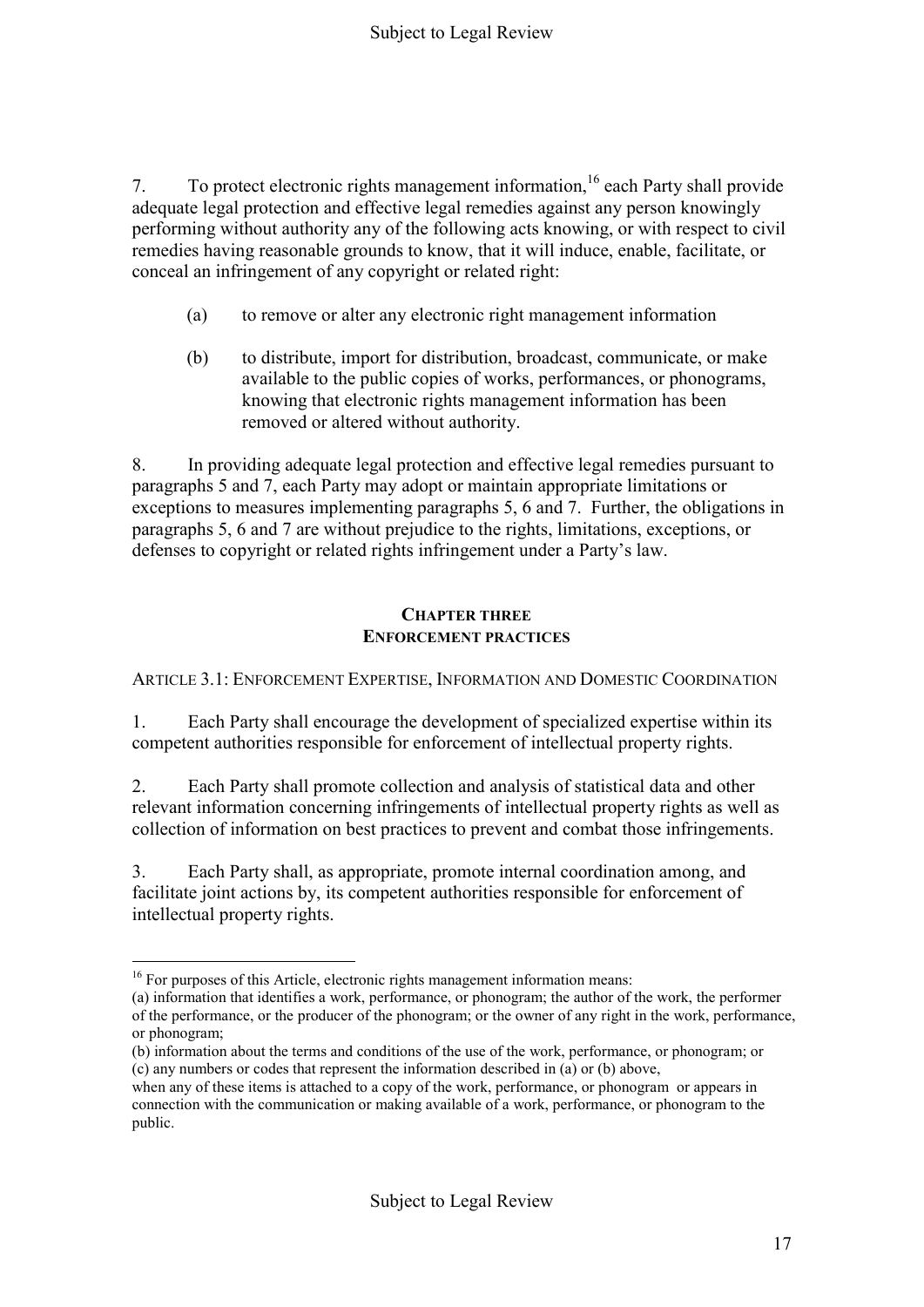7. To protect electronic rights management information,[16] each Party shall provide adequate legal protection and effective legal remedies against any person knowingly performing without authority any of the following acts knowing, or with respect to civil remedies having reasonable grounds to know, that it will induce, enable, facilitate, or conceal an infringement of any copyright or related right:

(a) to remove or alter any electronic right management information

(b) to distribute, import for distribution, broadcast, communicate, or make available to the public copies of works, performances, or phonograms, knowing that electronic rights management information has been removed or altered without authority.

8. In providing adequate legal protection and effective legal remedies pursuant to paragraphs 5 and 7, each Party may adopt or maintain appropriate limitations or exceptions to measures implementing paragraphs 5, 6 and 7. Further, the obligations in paragraphs 5, 6 and 7 are without prejudice to the rights, limitations, exceptions, or defenses to copyright or related rights infringement under a Party's law.

## CHAPTER THREE
## ENFORCEMENT PRACTICES

### ARTICLE 3.1: ENFORCEMENT EXPERTISE, INFORMATION AND DOMESTIC COORDINATION

1. Each Party shall encourage the development of specialized expertise within its competent authorities responsible for enforcement of intellectual property rights.

2. Each Party shall promote collection and analysis of statistical data and other relevant information concerning infringements of intellectual property rights as well as collection of information on best practices to prevent and combat those infringements.

3. Each Party shall, as appropriate, promote internal coordination among, and facilitate joint actions by, its competent authorities responsible for enforcement of intellectual property rights.

---

[16] For purposes of this Article, electronic rights management information means:
(a) information that identifies a work, performance, or phonogram; the author of the work, the performer of the performance, or the producer of the phonogram; or the owner of any right in the work, performance, or phonogram;
(b) information about the terms and conditions of the use of the work, performance, or phonogram; or
(c) any numbers or codes that represent the information described in (a) or (b) above,
when any of these items is attached to a copy of the work, performance, or phonogram or appears in connection with the communication or making available of a work, performance, or phonogram to the public.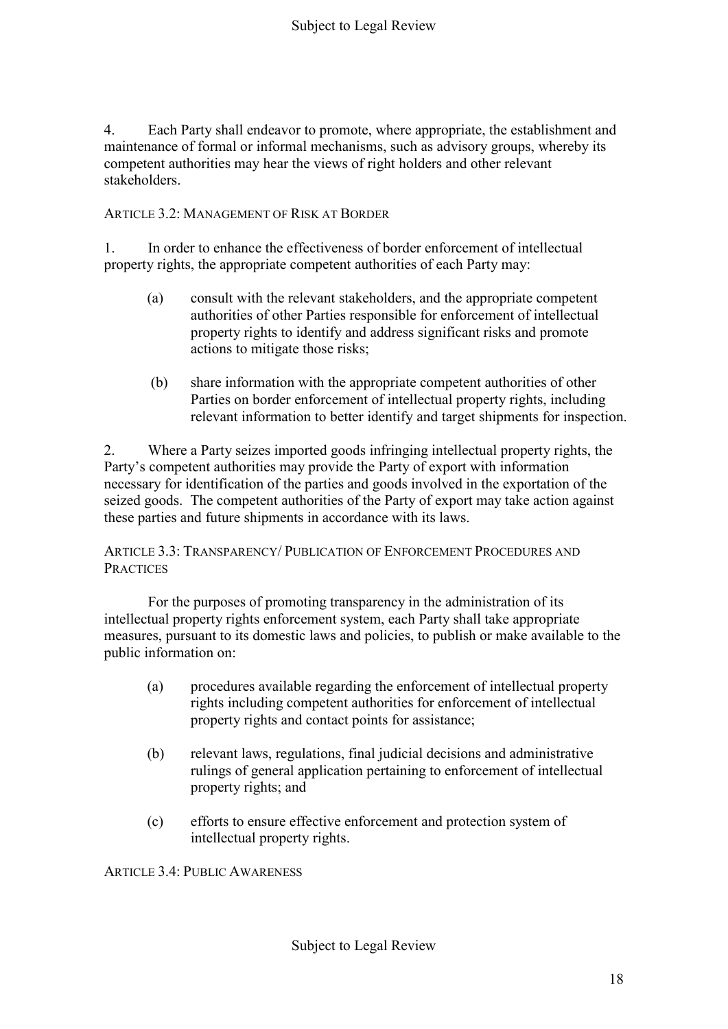4. Each Party shall endeavor to promote, where appropriate, the establishment and maintenance of formal or informal mechanisms, such as advisory groups, whereby its competent authorities may hear the views of right holders and other relevant stakeholders.

### ARTICLE 3.2: MANAGEMENT OF RISK AT BORDER

1. In order to enhance the effectiveness of border enforcement of intellectual property rights, the appropriate competent authorities of each Party may:

   (a) consult with the relevant stakeholders, and the appropriate competent authorities of other Parties responsible for enforcement of intellectual property rights to identify and address significant risks and promote actions to mitigate those risks;

   (b) share information with the appropriate competent authorities of other Parties on border enforcement of intellectual property rights, including relevant information to better identify and target shipments for inspection.

2. Where a Party seizes imported goods infringing intellectual property rights, the Party's competent authorities may provide the Party of export with information necessary for identification of the parties and goods involved in the exportation of the seized goods. The competent authorities of the Party of export may take action against these parties and future shipments in accordance with its laws.

### ARTICLE 3.3: TRANSPARENCY/ PUBLICATION OF ENFORCEMENT PROCEDURES AND PRACTICES

For the purposes of promoting transparency in the administration of its intellectual property rights enforcement system, each Party shall take appropriate measures, pursuant to its domestic laws and policies, to publish or make available to the public information on:

   (a) procedures available regarding the enforcement of intellectual property rights including competent authorities for enforcement of intellectual property rights and contact points for assistance;

   (b) relevant laws, regulations, final judicial decisions and administrative rulings of general application pertaining to enforcement of intellectual property rights; and

   (c) efforts to ensure effective enforcement and protection system of intellectual property rights.

### ARTICLE 3.4: PUBLIC AWARENESS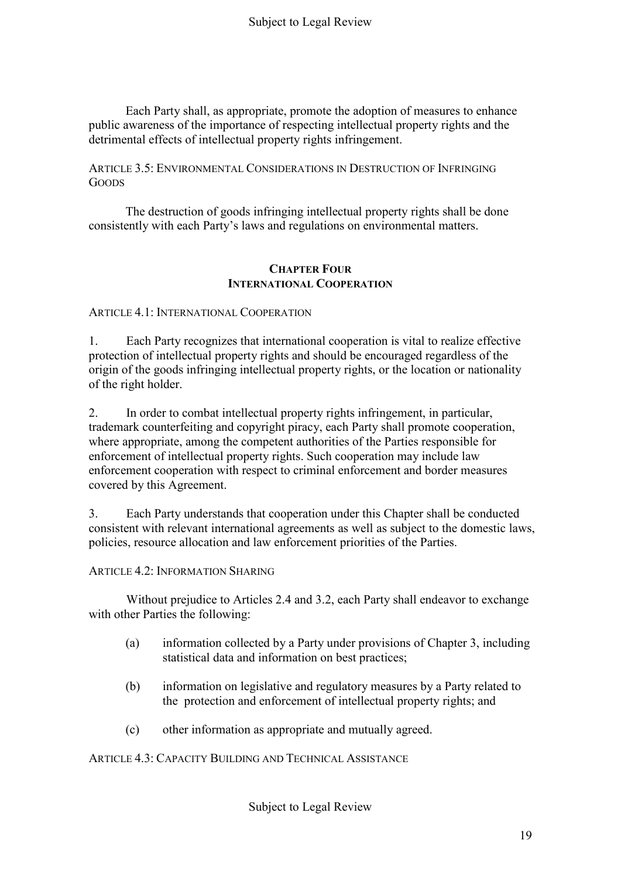Each Party shall, as appropriate, promote the adoption of measures to enhance public awareness of the importance of respecting intellectual property rights and the detrimental effects of intellectual property rights infringement.

ARTICLE 3.5: ENVIRONMENTAL CONSIDERATIONS IN DESTRUCTION OF INFRINGING GOODS

The destruction of goods infringing intellectual property rights shall be done consistently with each Party's laws and regulations on environmental matters.

## CHAPTER FOUR
## INTERNATIONAL COOPERATION

ARTICLE 4.1: INTERNATIONAL COOPERATION

1. Each Party recognizes that international cooperation is vital to realize effective protection of intellectual property rights and should be encouraged regardless of the origin of the goods infringing intellectual property rights, or the location or nationality of the right holder.

2. In order to combat intellectual property rights infringement, in particular, trademark counterfeiting and copyright piracy, each Party shall promote cooperation, where appropriate, among the competent authorities of the Parties responsible for enforcement of intellectual property rights. Such cooperation may include law enforcement cooperation with respect to criminal enforcement and border measures covered by this Agreement.

3. Each Party understands that cooperation under this Chapter shall be conducted consistent with relevant international agreements as well as subject to the domestic laws, policies, resource allocation and law enforcement priorities of the Parties.

ARTICLE 4.2: INFORMATION SHARING

Without prejudice to Articles 2.4 and 3.2, each Party shall endeavor to exchange with other Parties the following:

(a) information collected by a Party under provisions of Chapter 3, including statistical data and information on best practices;

(b) information on legislative and regulatory measures by a Party related to the protection and enforcement of intellectual property rights; and

(c) other information as appropriate and mutually agreed.

ARTICLE 4.3: CAPACITY BUILDING AND TECHNICAL ASSISTANCE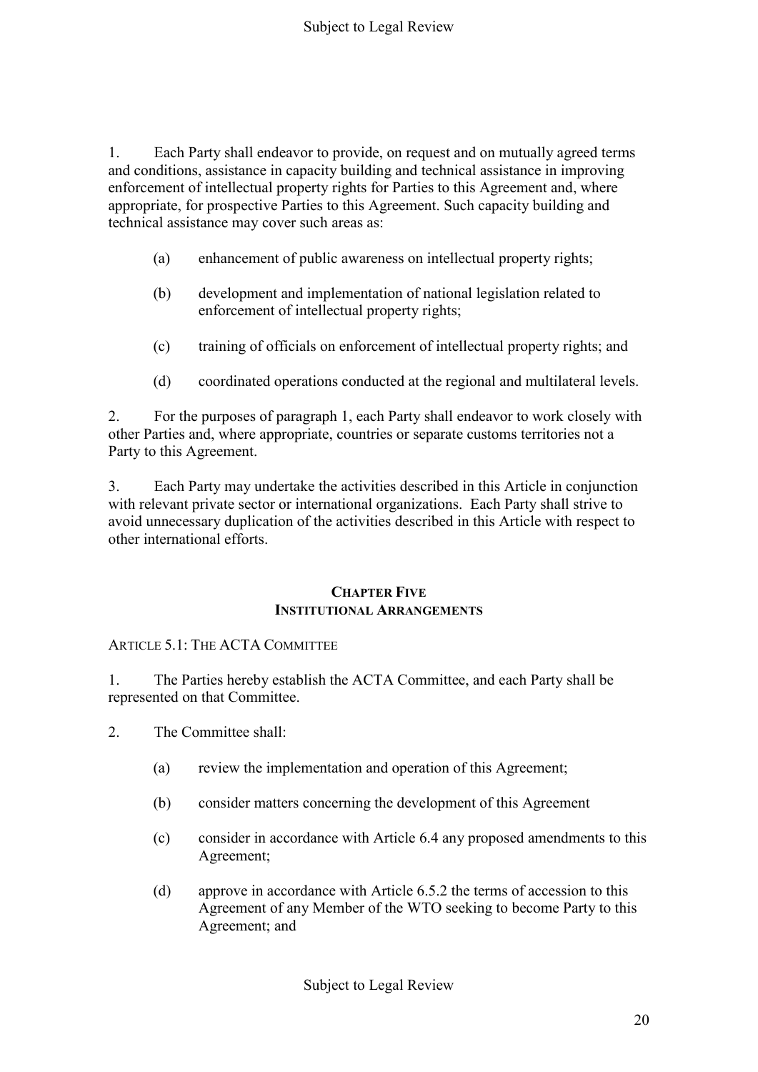1. Each Party shall endeavor to provide, on request and on mutually agreed terms and conditions, assistance in capacity building and technical assistance in improving enforcement of intellectual property rights for Parties to this Agreement and, where appropriate, for prospective Parties to this Agreement. Such capacity building and technical assistance may cover such areas as:

   (a) enhancement of public awareness on intellectual property rights;

   (b) development and implementation of national legislation related to enforcement of intellectual property rights;

   (c) training of officials on enforcement of intellectual property rights; and

   (d) coordinated operations conducted at the regional and multilateral levels.

2. For the purposes of paragraph 1, each Party shall endeavor to work closely with other Parties and, where appropriate, countries or separate customs territories not a Party to this Agreement.

3. Each Party may undertake the activities described in this Article in conjunction with relevant private sector or international organizations. Each Party shall strive to avoid unnecessary duplication of the activities described in this Article with respect to other international efforts.

## CHAPTER FIVE
## INSTITUTIONAL ARRANGEMENTS

### ARTICLE 5.1: THE ACTA COMMITTEE

1. The Parties hereby establish the ACTA Committee, and each Party shall be represented on that Committee.

2. The Committee shall:

   (a) review the implementation and operation of this Agreement;

   (b) consider matters concerning the development of this Agreement

   (c) consider in accordance with Article 6.4 any proposed amendments to this Agreement;

   (d) approve in accordance with Article 6.5.2 the terms of accession to this Agreement of any Member of the WTO seeking to become Party to this Agreement; and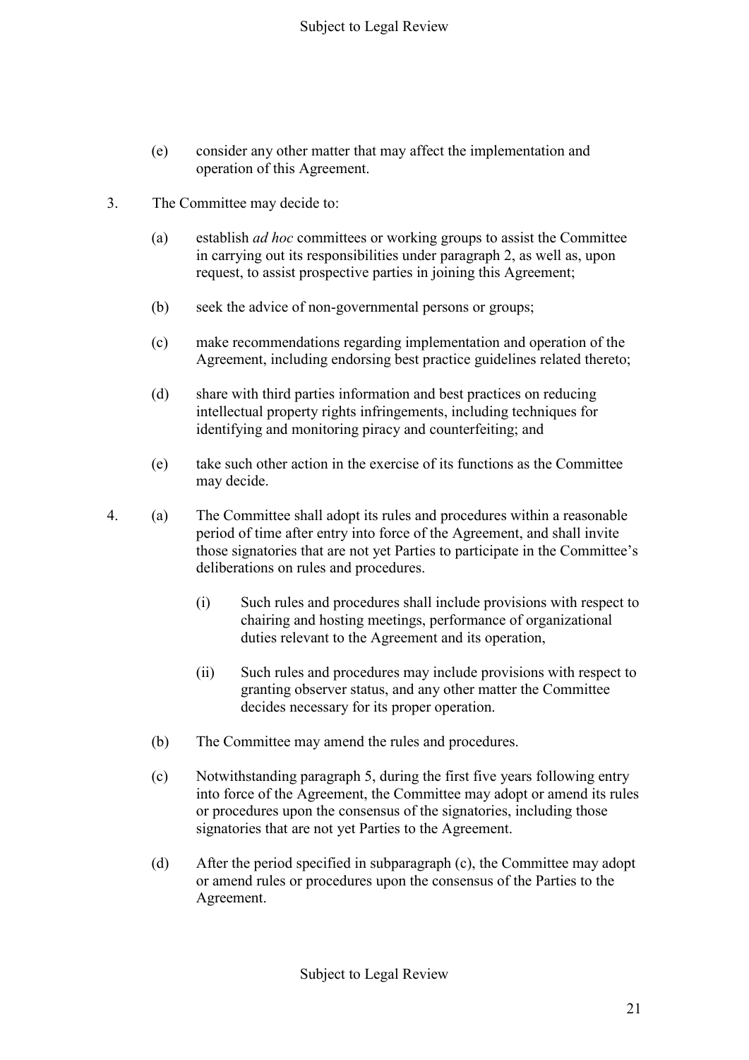(e) consider any other matter that may affect the implementation and operation of this Agreement.

3. The Committee may decide to:

   (a) establish *ad hoc* committees or working groups to assist the Committee in carrying out its responsibilities under paragraph 2, as well as, upon request, to assist prospective parties in joining this Agreement;

   (b) seek the advice of non-governmental persons or groups;

   (c) make recommendations regarding implementation and operation of the Agreement, including endorsing best practice guidelines related thereto;

   (d) share with third parties information and best practices on reducing intellectual property rights infringements, including techniques for identifying and monitoring piracy and counterfeiting; and

   (e) take such other action in the exercise of its functions as the Committee may decide.

4. (a) The Committee shall adopt its rules and procedures within a reasonable period of time after entry into force of the Agreement, and shall invite those signatories that are not yet Parties to participate in the Committee's deliberations on rules and procedures.

      (i) Such rules and procedures shall include provisions with respect to chairing and hosting meetings, performance of organizational duties relevant to the Agreement and its operation,

      (ii) Such rules and procedures may include provisions with respect to granting observer status, and any other matter the Committee decides necessary for its proper operation.

   (b) The Committee may amend the rules and procedures.

   (c) Notwithstanding paragraph 5, during the first five years following entry into force of the Agreement, the Committee may adopt or amend its rules or procedures upon the consensus of the signatories, including those signatories that are not yet Parties to the Agreement.

   (d) After the period specified in subparagraph (c), the Committee may adopt or amend rules or procedures upon the consensus of the Parties to the Agreement.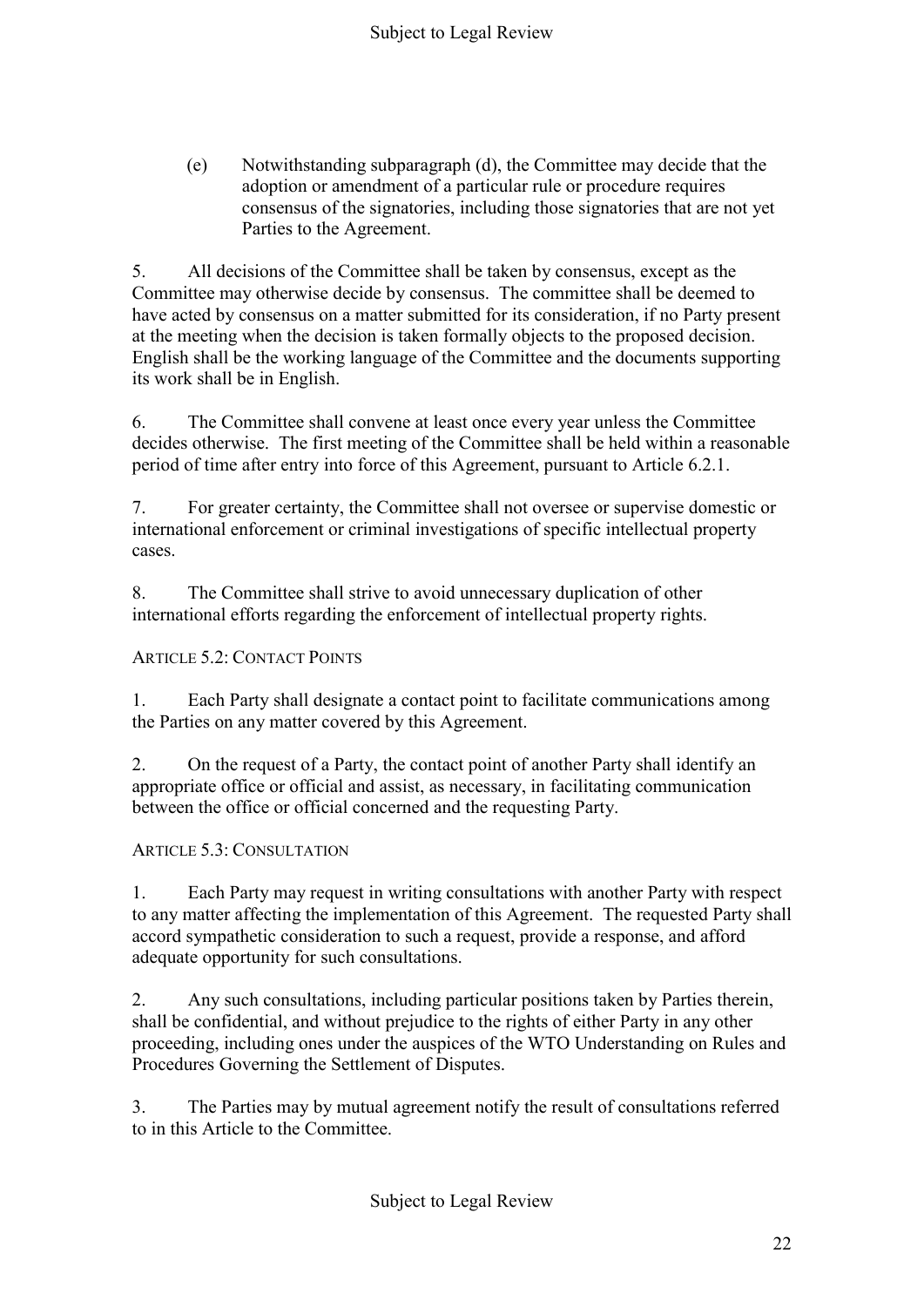(e) Notwithstanding subparagraph (d), the Committee may decide that the adoption or amendment of a particular rule or procedure requires consensus of the signatories, including those signatories that are not yet Parties to the Agreement.

5. All decisions of the Committee shall be taken by consensus, except as the Committee may otherwise decide by consensus. The committee shall be deemed to have acted by consensus on a matter submitted for its consideration, if no Party present at the meeting when the decision is taken formally objects to the proposed decision. English shall be the working language of the Committee and the documents supporting its work shall be in English.

6. The Committee shall convene at least once every year unless the Committee decides otherwise. The first meeting of the Committee shall be held within a reasonable period of time after entry into force of this Agreement, pursuant to Article 6.2.1.

7. For greater certainty, the Committee shall not oversee or supervise domestic or international enforcement or criminal investigations of specific intellectual property cases.

8. The Committee shall strive to avoid unnecessary duplication of other international efforts regarding the enforcement of intellectual property rights.

### ARTICLE 5.2: CONTACT POINTS

1. Each Party shall designate a contact point to facilitate communications among the Parties on any matter covered by this Agreement.

2. On the request of a Party, the contact point of another Party shall identify an appropriate office or official and assist, as necessary, in facilitating communication between the office or official concerned and the requesting Party.

### ARTICLE 5.3: CONSULTATION

1. Each Party may request in writing consultations with another Party with respect to any matter affecting the implementation of this Agreement. The requested Party shall accord sympathetic consideration to such a request, provide a response, and afford adequate opportunity for such consultations.

2. Any such consultations, including particular positions taken by Parties therein, shall be confidential, and without prejudice to the rights of either Party in any other proceeding, including ones under the auspices of the WTO Understanding on Rules and Procedures Governing the Settlement of Disputes.

3. The Parties may by mutual agreement notify the result of consultations referred to in this Article to the Committee.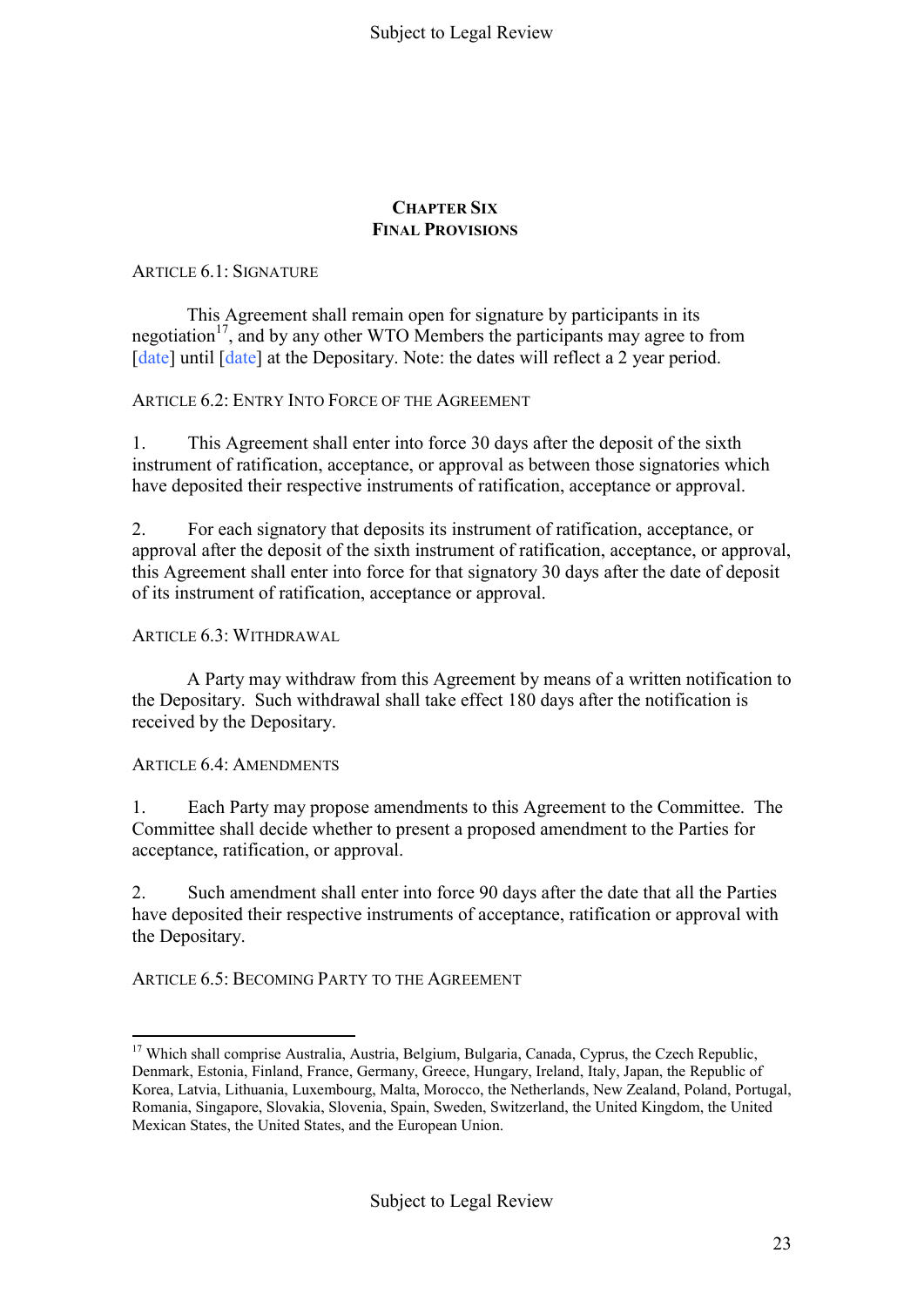## CHAPTER SIX
## FINAL PROVISIONS

ARTICLE 6.1: SIGNATURE

This Agreement shall remain open for signature by participants in its negotiation[17], and by any other WTO Members the participants may agree to from [date] until [date] at the Depositary. Note: the dates will reflect a 2 year period.

ARTICLE 6.2: ENTRY INTO FORCE OF THE AGREEMENT

1. This Agreement shall enter into force 30 days after the deposit of the sixth instrument of ratification, acceptance, or approval as between those signatories which have deposited their respective instruments of ratification, acceptance or approval.

2. For each signatory that deposits its instrument of ratification, acceptance, or approval after the deposit of the sixth instrument of ratification, acceptance, or approval, this Agreement shall enter into force for that signatory 30 days after the date of deposit of its instrument of ratification, acceptance or approval.

ARTICLE 6.3: WITHDRAWAL

A Party may withdraw from this Agreement by means of a written notification to the Depositary. Such withdrawal shall take effect 180 days after the notification is received by the Depositary.

ARTICLE 6.4: AMENDMENTS

1. Each Party may propose amendments to this Agreement to the Committee. The Committee shall decide whether to present a proposed amendment to the Parties for acceptance, ratification, or approval.

2. Such amendment shall enter into force 90 days after the date that all the Parties have deposited their respective instruments of acceptance, ratification or approval with the Depositary.

ARTICLE 6.5: BECOMING PARTY TO THE AGREEMENT

---

[17] Which shall comprise Australia, Austria, Belgium, Bulgaria, Canada, Cyprus, the Czech Republic, Denmark, Estonia, Finland, France, Germany, Greece, Hungary, Ireland, Italy, Japan, the Republic of Korea, Latvia, Lithuania, Luxembourg, Malta, Morocco, the Netherlands, New Zealand, Poland, Portugal, Romania, Singapore, Slovakia, Slovenia, Spain, Sweden, Switzerland, the United Kingdom, the United Mexican States, the United States, and the European Union.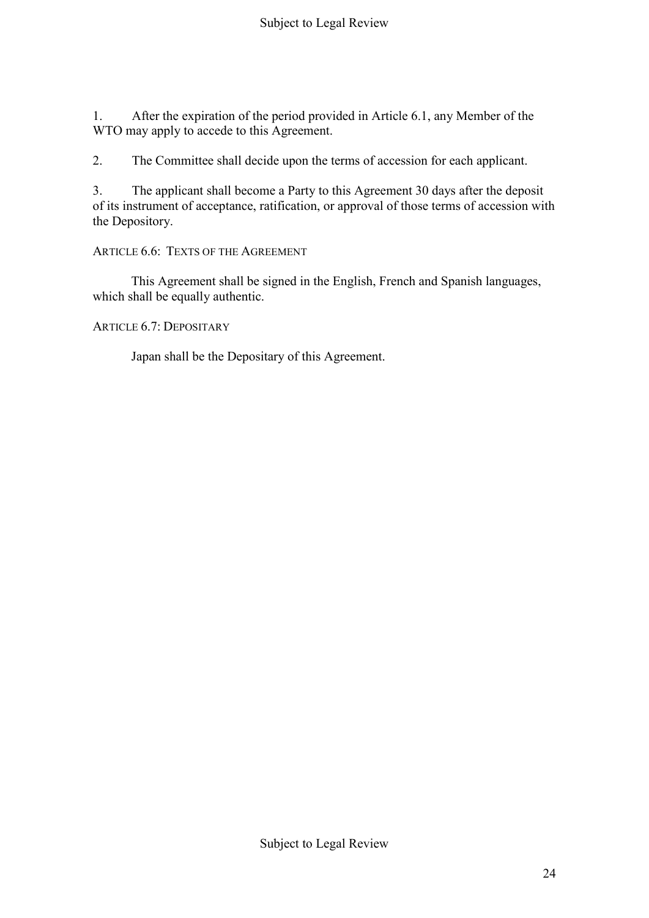1. After the expiration of the period provided in Article 6.1, any Member of the WTO may apply to accede to this Agreement.

2. The Committee shall decide upon the terms of accession for each applicant.

3. The applicant shall become a Party to this Agreement 30 days after the deposit of its instrument of acceptance, ratification, or approval of those terms of accession with the Depository.

### Article 6.6: Texts of the Agreement

This Agreement shall be signed in the English, French and Spanish languages, which shall be equally authentic.

### Article 6.7: Depositary

Japan shall be the Depositary of this Agreement.